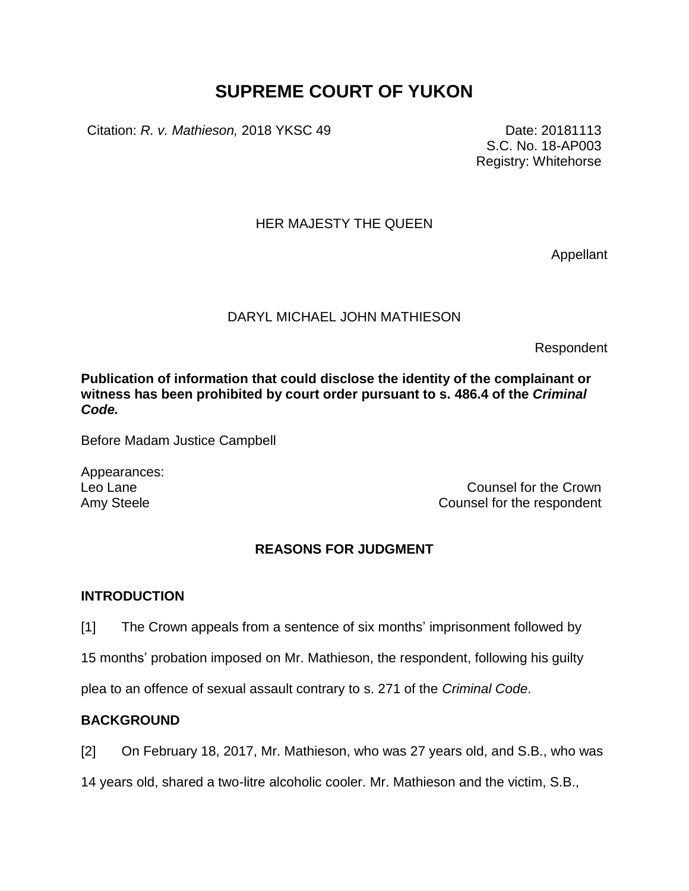# SUPREME COURT OF YUKON

Citation: *R. v. Mathieson,* 2018 YKSC 49

Date: 20181113
S.C. No. 18-AP003
Registry: Whitehorse

HER MAJESTY THE QUEEN

Appellant

DARYL MICHAEL JOHN MATHIESON

Respondent

**Publication of information that could disclose the identity of the complainant or witness has been prohibited by court order pursuant to s. 486.4 of the *Criminal Code.***

Before Madam Justice Campbell

Appearances:
Leo Lane — Counsel for the Crown
Amy Steele — Counsel for the respondent

## REASONS FOR JUDGMENT

### INTRODUCTION

[1] The Crown appeals from a sentence of six months' imprisonment followed by 15 months' probation imposed on Mr. Mathieson, the respondent, following his guilty plea to an offence of sexual assault contrary to s. 271 of the *Criminal Code*.

### BACKGROUND

[2] On February 18, 2017, Mr. Mathieson, who was 27 years old, and S.B., who was 14 years old, shared a two-litre alcoholic cooler. Mr. Mathieson and the victim, S.B.,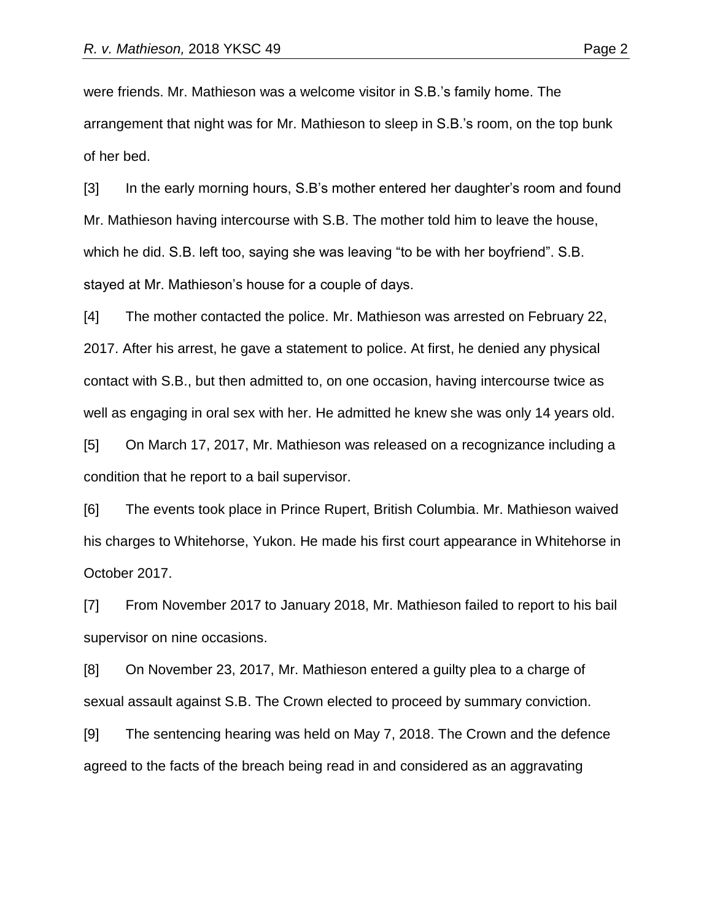were friends. Mr. Mathieson was a welcome visitor in S.B.'s family home. The arrangement that night was for Mr. Mathieson to sleep in S.B.'s room, on the top bunk of her bed.

[3] In the early morning hours, S.B's mother entered her daughter's room and found Mr. Mathieson having intercourse with S.B. The mother told him to leave the house, which he did. S.B. left too, saying she was leaving "to be with her boyfriend". S.B. stayed at Mr. Mathieson's house for a couple of days.

[4] The mother contacted the police. Mr. Mathieson was arrested on February 22, 2017. After his arrest, he gave a statement to police. At first, he denied any physical contact with S.B., but then admitted to, on one occasion, having intercourse twice as well as engaging in oral sex with her. He admitted he knew she was only 14 years old.

[5] On March 17, 2017, Mr. Mathieson was released on a recognizance including a condition that he report to a bail supervisor.

[6] The events took place in Prince Rupert, British Columbia. Mr. Mathieson waived his charges to Whitehorse, Yukon. He made his first court appearance in Whitehorse in October 2017.

[7] From November 2017 to January 2018, Mr. Mathieson failed to report to his bail supervisor on nine occasions.

[8] On November 23, 2017, Mr. Mathieson entered a guilty plea to a charge of sexual assault against S.B. The Crown elected to proceed by summary conviction.

[9] The sentencing hearing was held on May 7, 2018. The Crown and the defence agreed to the facts of the breach being read in and considered as an aggravating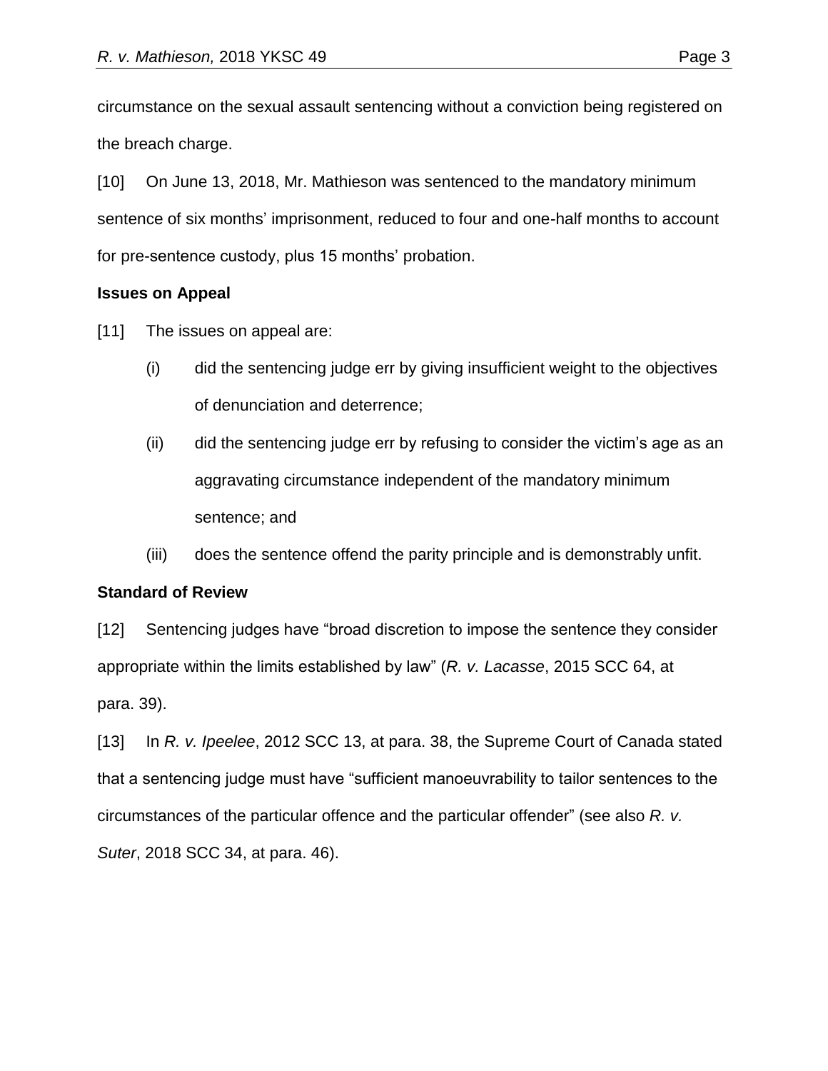circumstance on the sexual assault sentencing without a conviction being registered on the breach charge.

[10] On June 13, 2018, Mr. Mathieson was sentenced to the mandatory minimum sentence of six months' imprisonment, reduced to four and one-half months to account for pre-sentence custody, plus 15 months' probation.

**Issues on Appeal**

[11] The issues on appeal are:

(i) did the sentencing judge err by giving insufficient weight to the objectives of denunciation and deterrence;

(ii) did the sentencing judge err by refusing to consider the victim's age as an aggravating circumstance independent of the mandatory minimum sentence; and

(iii) does the sentence offend the parity principle and is demonstrably unfit.

**Standard of Review**

[12] Sentencing judges have "broad discretion to impose the sentence they consider appropriate within the limits established by law" (*R. v. Lacasse*, 2015 SCC 64, at para. 39).

[13] In *R. v. Ipeelee*, 2012 SCC 13, at para. 38, the Supreme Court of Canada stated that a sentencing judge must have "sufficient manoeuvrability to tailor sentences to the circumstances of the particular offence and the particular offender" (see also *R. v. Suter*, 2018 SCC 34, at para. 46).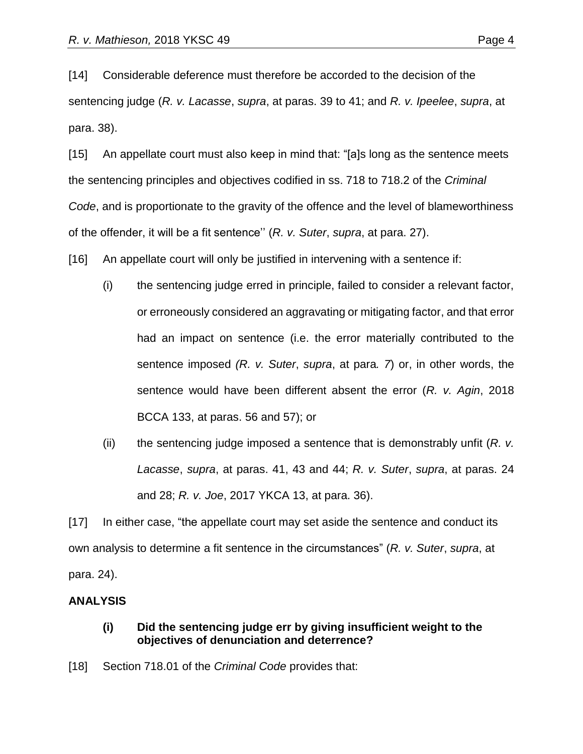[14] Considerable deference must therefore be accorded to the decision of the sentencing judge (*R. v. Lacasse*, *supra*, at paras. 39 to 41; and *R. v. Ipeelee*, *supra*, at para. 38).

[15] An appellate court must also keep in mind that: "[a]s long as the sentence meets the sentencing principles and objectives codified in ss. 718 to 718.2 of the *Criminal Code*, and is proportionate to the gravity of the offence and the level of blameworthiness of the offender, it will be a fit sentence'' (*R. v. Suter*, *supra*, at para. 27).

[16] An appellate court will only be justified in intervening with a sentence if:

(i) the sentencing judge erred in principle, failed to consider a relevant factor, or erroneously considered an aggravating or mitigating factor, and that error had an impact on sentence (i.e. the error materially contributed to the sentence imposed *(R. v. Suter*, *supra*, at para*. 7*) or, in other words, the sentence would have been different absent the error (*R. v. Agin*, 2018 BCCA 133, at paras. 56 and 57); or

(ii) the sentencing judge imposed a sentence that is demonstrably unfit (*R. v. Lacasse*, *supra*, at paras. 41, 43 and 44; *R. v. Suter*, *supra*, at paras. 24 and 28; *R. v. Joe*, 2017 YKCA 13, at para. 36).

[17] In either case, "the appellate court may set aside the sentence and conduct its own analysis to determine a fit sentence in the circumstances" (*R. v. Suter*, *supra*, at para. 24).

## ANALYSIS

### (i) Did the sentencing judge err by giving insufficient weight to the objectives of denunciation and deterrence?

[18] Section 718.01 of the *Criminal Code* provides that: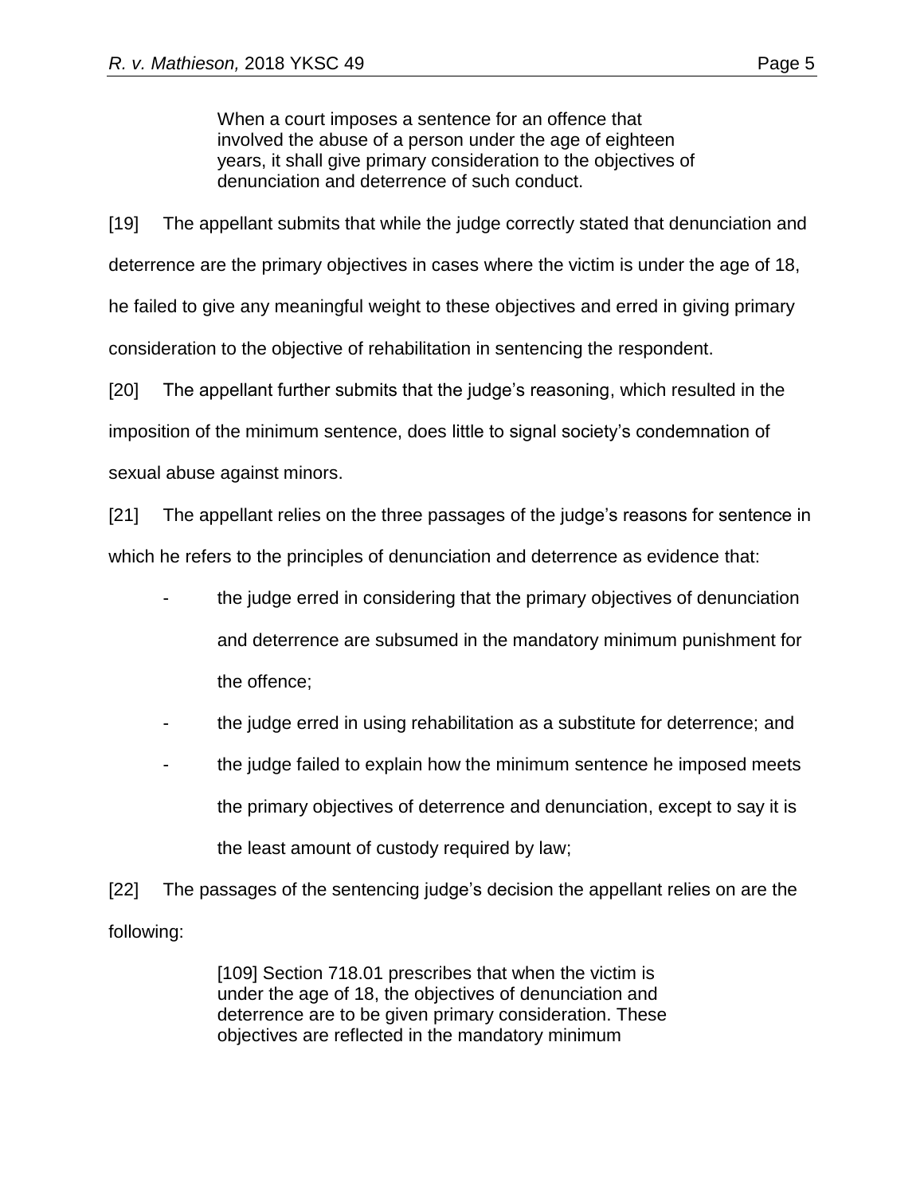> When a court imposes a sentence for an offence that involved the abuse of a person under the age of eighteen years, it shall give primary consideration to the objectives of denunciation and deterrence of such conduct.

[19] The appellant submits that while the judge correctly stated that denunciation and deterrence are the primary objectives in cases where the victim is under the age of 18, he failed to give any meaningful weight to these objectives and erred in giving primary consideration to the objective of rehabilitation in sentencing the respondent.

[20] The appellant further submits that the judge's reasoning, which resulted in the imposition of the minimum sentence, does little to signal society's condemnation of sexual abuse against minors.

[21] The appellant relies on the three passages of the judge's reasons for sentence in which he refers to the principles of denunciation and deterrence as evidence that:

- the judge erred in considering that the primary objectives of denunciation and deterrence are subsumed in the mandatory minimum punishment for the offence;
- the judge erred in using rehabilitation as a substitute for deterrence; and
- the judge failed to explain how the minimum sentence he imposed meets the primary objectives of deterrence and denunciation, except to say it is the least amount of custody required by law;

[22] The passages of the sentencing judge's decision the appellant relies on are the following:

> [109] Section 718.01 prescribes that when the victim is under the age of 18, the objectives of denunciation and deterrence are to be given primary consideration. These objectives are reflected in the mandatory minimum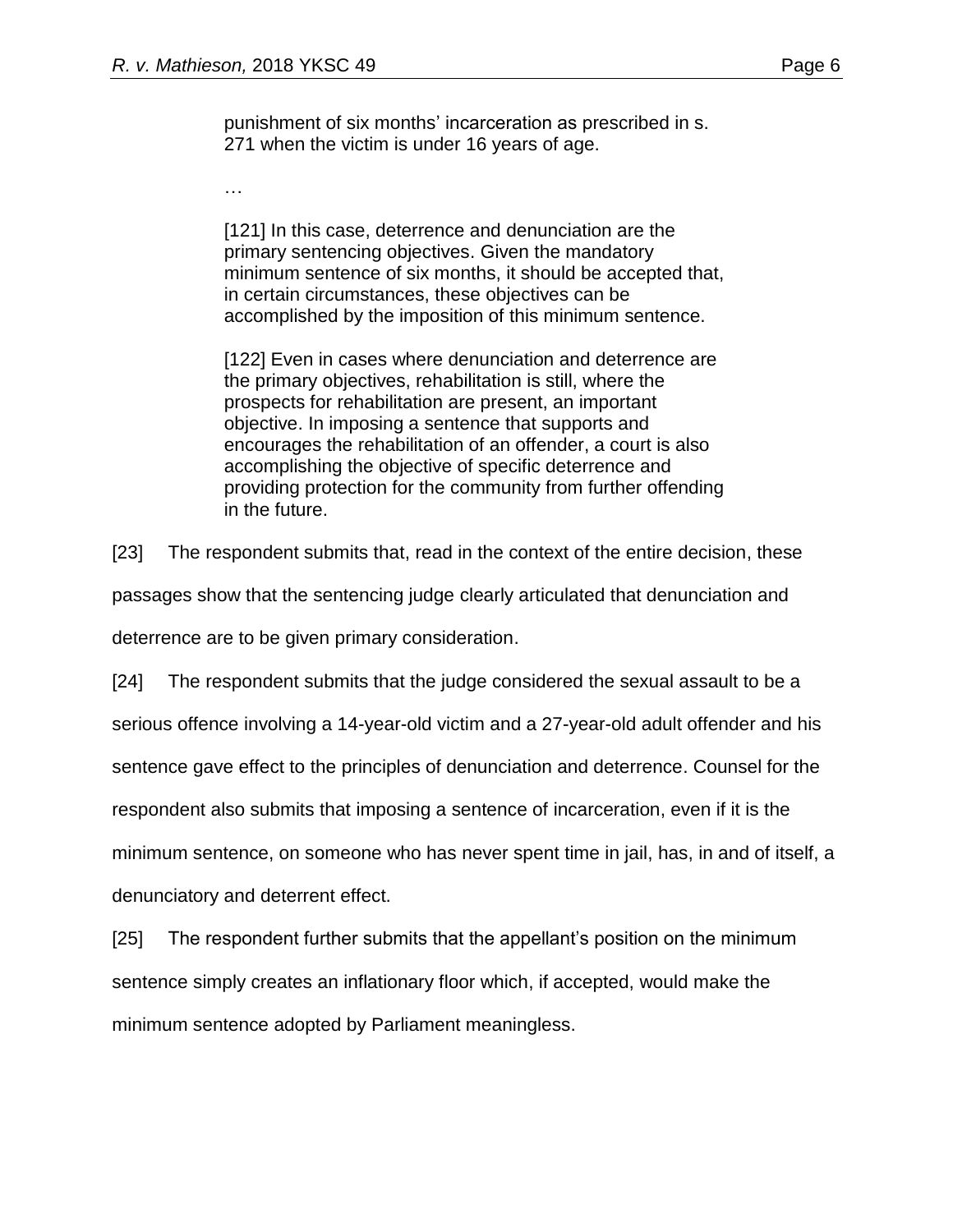> punishment of six months' incarceration as prescribed in s. 271 when the victim is under 16 years of age.
>
> …
>
> [121] In this case, deterrence and denunciation are the primary sentencing objectives. Given the mandatory minimum sentence of six months, it should be accepted that, in certain circumstances, these objectives can be accomplished by the imposition of this minimum sentence.
>
> [122] Even in cases where denunciation and deterrence are the primary objectives, rehabilitation is still, where the prospects for rehabilitation are present, an important objective. In imposing a sentence that supports and encourages the rehabilitation of an offender, a court is also accomplishing the objective of specific deterrence and providing protection for the community from further offending in the future.

[23] The respondent submits that, read in the context of the entire decision, these passages show that the sentencing judge clearly articulated that denunciation and deterrence are to be given primary consideration.

[24] The respondent submits that the judge considered the sexual assault to be a serious offence involving a 14-year-old victim and a 27-year-old adult offender and his sentence gave effect to the principles of denunciation and deterrence. Counsel for the respondent also submits that imposing a sentence of incarceration, even if it is the minimum sentence, on someone who has never spent time in jail, has, in and of itself, a denunciatory and deterrent effect.

[25] The respondent further submits that the appellant's position on the minimum sentence simply creates an inflationary floor which, if accepted, would make the minimum sentence adopted by Parliament meaningless.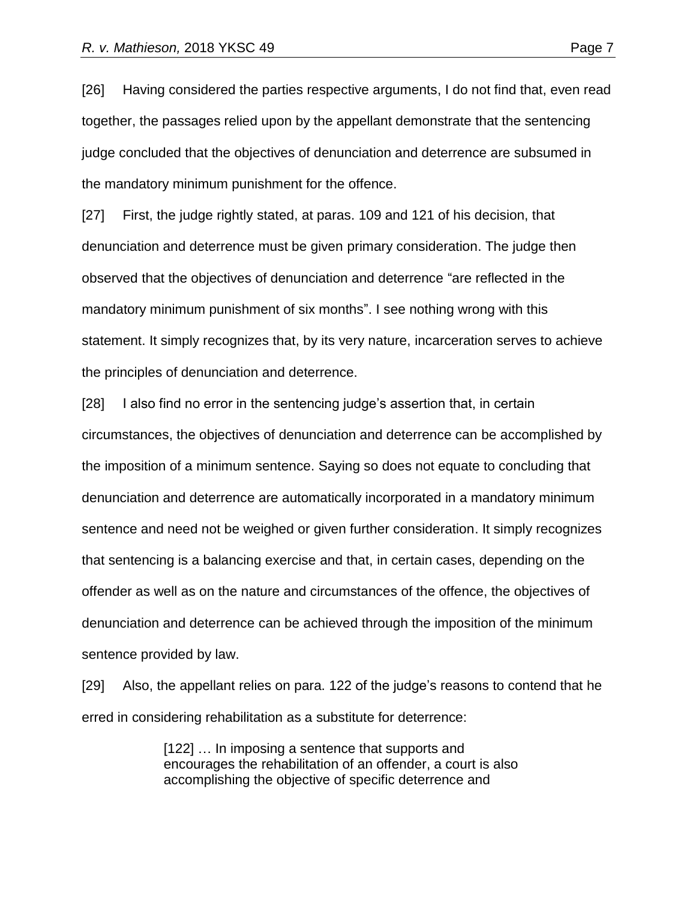[26] Having considered the parties respective arguments, I do not find that, even read together, the passages relied upon by the appellant demonstrate that the sentencing judge concluded that the objectives of denunciation and deterrence are subsumed in the mandatory minimum punishment for the offence.

[27] First, the judge rightly stated, at paras. 109 and 121 of his decision, that denunciation and deterrence must be given primary consideration. The judge then observed that the objectives of denunciation and deterrence "are reflected in the mandatory minimum punishment of six months". I see nothing wrong with this statement. It simply recognizes that, by its very nature, incarceration serves to achieve the principles of denunciation and deterrence.

[28] I also find no error in the sentencing judge's assertion that, in certain circumstances, the objectives of denunciation and deterrence can be accomplished by the imposition of a minimum sentence. Saying so does not equate to concluding that denunciation and deterrence are automatically incorporated in a mandatory minimum sentence and need not be weighed or given further consideration. It simply recognizes that sentencing is a balancing exercise and that, in certain cases, depending on the offender as well as on the nature and circumstances of the offence, the objectives of denunciation and deterrence can be achieved through the imposition of the minimum sentence provided by law.

[29] Also, the appellant relies on para. 122 of the judge's reasons to contend that he erred in considering rehabilitation as a substitute for deterrence:

> [122] … In imposing a sentence that supports and encourages the rehabilitation of an offender, a court is also accomplishing the objective of specific deterrence and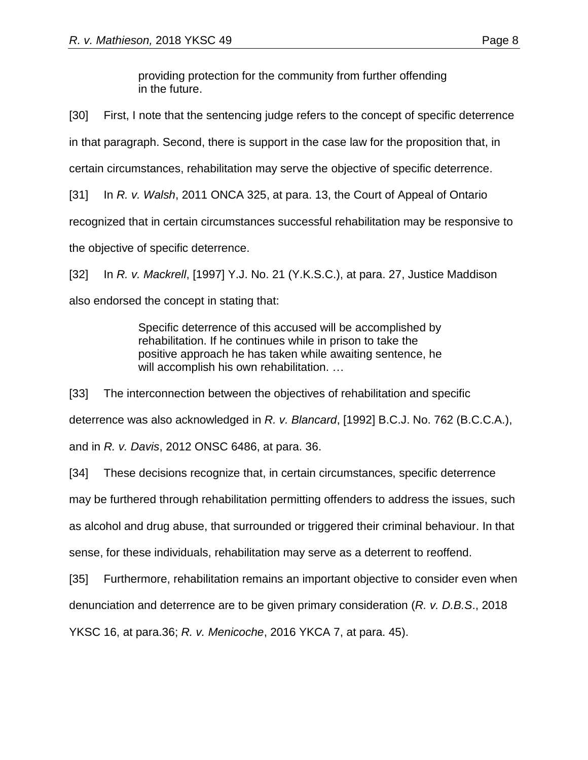> providing protection for the community from further offending in the future.

[30] First, I note that the sentencing judge refers to the concept of specific deterrence in that paragraph. Second, there is support in the case law for the proposition that, in certain circumstances, rehabilitation may serve the objective of specific deterrence.

[31] In *R. v. Walsh*, 2011 ONCA 325, at para. 13, the Court of Appeal of Ontario recognized that in certain circumstances successful rehabilitation may be responsive to the objective of specific deterrence.

[32] In *R. v. Mackrell*, [1997] Y.J. No. 21 (Y.K.S.C.), at para. 27, Justice Maddison also endorsed the concept in stating that:

> Specific deterrence of this accused will be accomplished by rehabilitation. If he continues while in prison to take the positive approach he has taken while awaiting sentence, he will accomplish his own rehabilitation. …

[33] The interconnection between the objectives of rehabilitation and specific deterrence was also acknowledged in *R. v. Blancard*, [1992] B.C.J. No. 762 (B.C.C.A.), and in *R. v. Davis*, 2012 ONSC 6486, at para. 36.

[34] These decisions recognize that, in certain circumstances, specific deterrence may be furthered through rehabilitation permitting offenders to address the issues, such as alcohol and drug abuse, that surrounded or triggered their criminal behaviour. In that sense, for these individuals, rehabilitation may serve as a deterrent to reoffend.

[35] Furthermore, rehabilitation remains an important objective to consider even when denunciation and deterrence are to be given primary consideration (*R. v. D.B.S*., 2018 YKSC 16, at para.36; *R. v. Menicoche*, 2016 YKCA 7, at para. 45).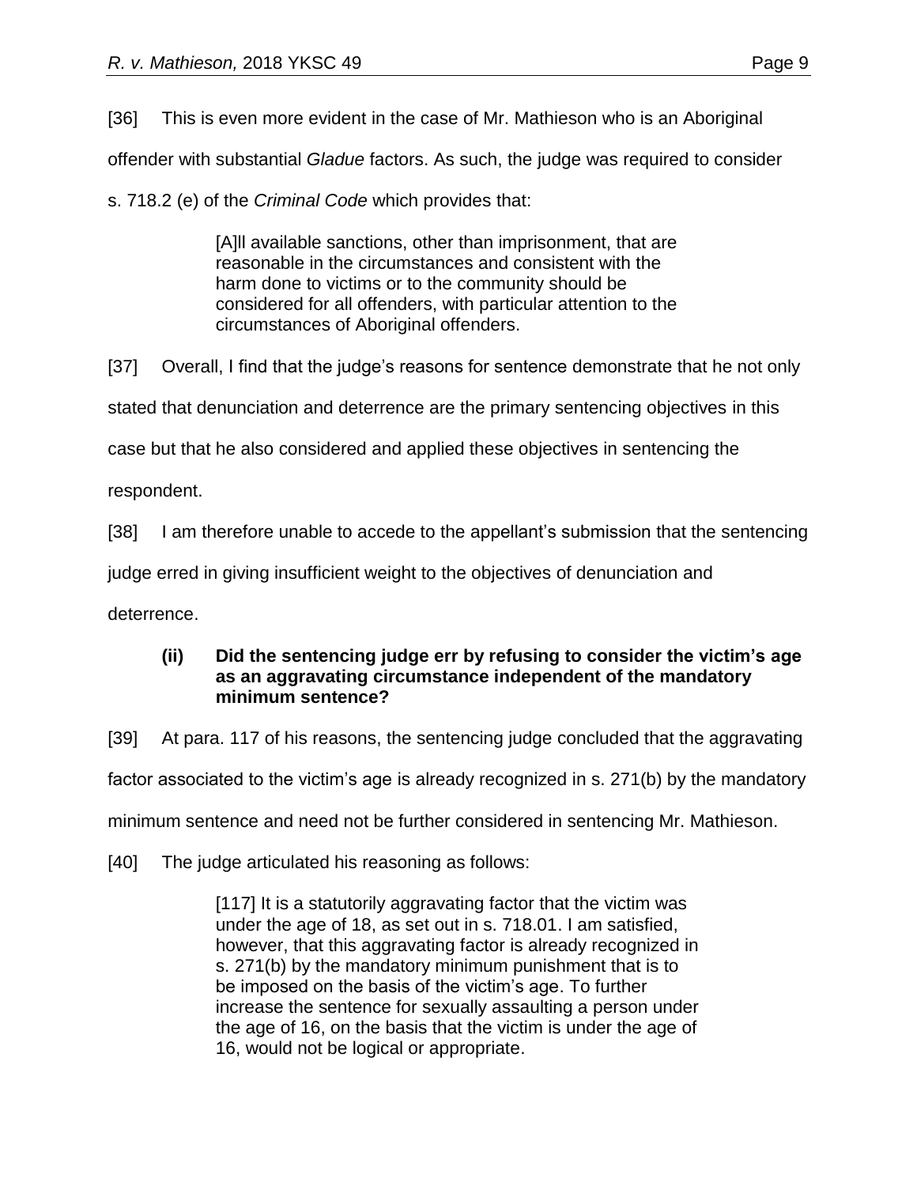[36] This is even more evident in the case of Mr. Mathieson who is an Aboriginal offender with substantial *Gladue* factors. As such, the judge was required to consider s. 718.2 (e) of the *Criminal Code* which provides that:

> [A]ll available sanctions, other than imprisonment, that are reasonable in the circumstances and consistent with the harm done to victims or to the community should be considered for all offenders, with particular attention to the circumstances of Aboriginal offenders.

[37] Overall, I find that the judge's reasons for sentence demonstrate that he not only stated that denunciation and deterrence are the primary sentencing objectives in this case but that he also considered and applied these objectives in sentencing the respondent.

[38] I am therefore unable to accede to the appellant's submission that the sentencing judge erred in giving insufficient weight to the objectives of denunciation and deterrence.

### (ii) Did the sentencing judge err by refusing to consider the victim's age as an aggravating circumstance independent of the mandatory minimum sentence?

[39] At para. 117 of his reasons, the sentencing judge concluded that the aggravating factor associated to the victim's age is already recognized in s. 271(b) by the mandatory minimum sentence and need not be further considered in sentencing Mr. Mathieson.

[40] The judge articulated his reasoning as follows:

> [117] It is a statutorily aggravating factor that the victim was under the age of 18, as set out in s. 718.01. I am satisfied, however, that this aggravating factor is already recognized in s. 271(b) by the mandatory minimum punishment that is to be imposed on the basis of the victim's age. To further increase the sentence for sexually assaulting a person under the age of 16, on the basis that the victim is under the age of 16, would not be logical or appropriate.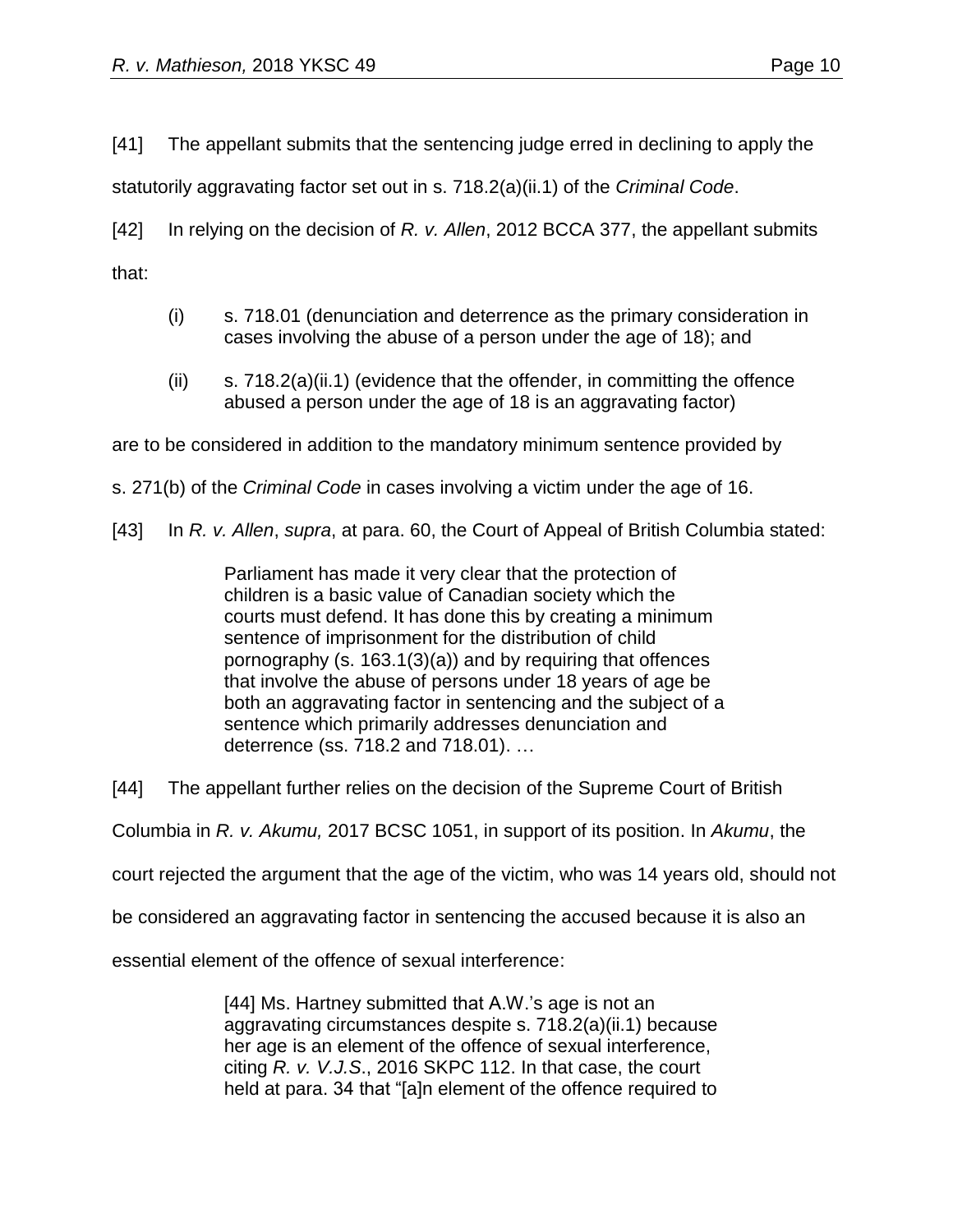[41] The appellant submits that the sentencing judge erred in declining to apply the statutorily aggravating factor set out in s. 718.2(a)(ii.1) of the *Criminal Code*.

[42] In relying on the decision of *R. v. Allen*, 2012 BCCA 377, the appellant submits that:

> (i) s. 718.01 (denunciation and deterrence as the primary consideration in cases involving the abuse of a person under the age of 18); and
>
> (ii) s. 718.2(a)(ii.1) (evidence that the offender, in committing the offence abused a person under the age of 18 is an aggravating factor)

are to be considered in addition to the mandatory minimum sentence provided by s. 271(b) of the *Criminal Code* in cases involving a victim under the age of 16.

[43] In *R. v. Allen*, *supra*, at para. 60, the Court of Appeal of British Columbia stated:

> Parliament has made it very clear that the protection of children is a basic value of Canadian society which the courts must defend. It has done this by creating a minimum sentence of imprisonment for the distribution of child pornography (s. 163.1(3)(a)) and by requiring that offences that involve the abuse of persons under 18 years of age be both an aggravating factor in sentencing and the subject of a sentence which primarily addresses denunciation and deterrence (ss. 718.2 and 718.01). …

[44] The appellant further relies on the decision of the Supreme Court of British Columbia in *R. v. Akumu,* 2017 BCSC 1051, in support of its position. In *Akumu*, the court rejected the argument that the age of the victim, who was 14 years old, should not be considered an aggravating factor in sentencing the accused because it is also an essential element of the offence of sexual interference:

> [44] Ms. Hartney submitted that A.W.'s age is not an aggravating circumstances despite s. 718.2(a)(ii.1) because her age is an element of the offence of sexual interference, citing *R. v. V.J.S*., 2016 SKPC 112. In that case, the court held at para. 34 that "[a]n element of the offence required to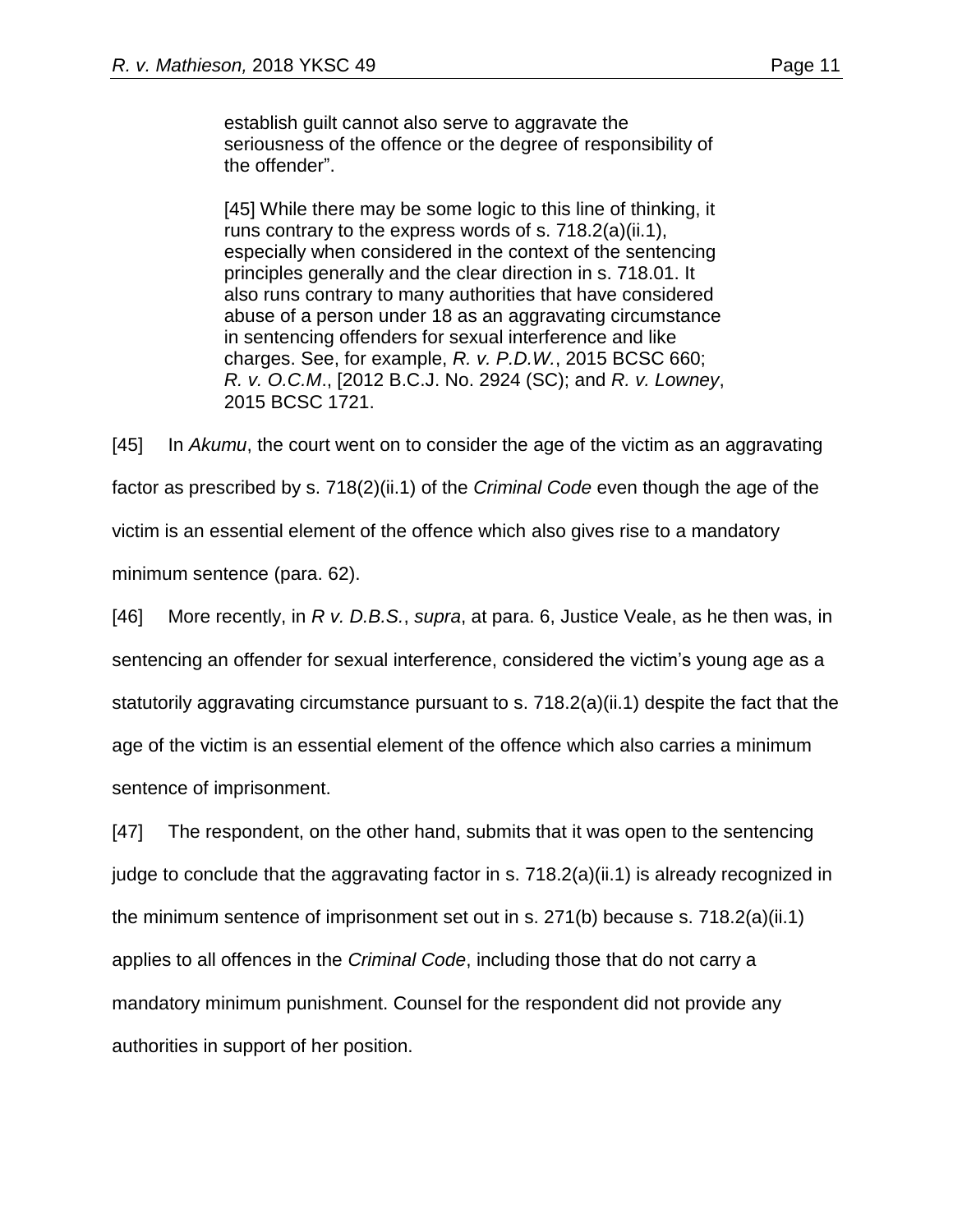> establish guilt cannot also serve to aggravate the seriousness of the offence or the degree of responsibility of the offender".
>
> [45] While there may be some logic to this line of thinking, it runs contrary to the express words of s. 718.2(a)(ii.1), especially when considered in the context of the sentencing principles generally and the clear direction in s. 718.01. It also runs contrary to many authorities that have considered abuse of a person under 18 as an aggravating circumstance in sentencing offenders for sexual interference and like charges. See, for example, *R. v. P.D.W.*, 2015 BCSC 660; *R. v. O.C.M*., [2012 B.C.J. No. 2924 (SC); and *R. v. Lowney*, 2015 BCSC 1721.

[45] In *Akumu*, the court went on to consider the age of the victim as an aggravating factor as prescribed by s. 718(2)(ii.1) of the *Criminal Code* even though the age of the victim is an essential element of the offence which also gives rise to a mandatory minimum sentence (para. 62).

[46] More recently, in *R v. D.B.S.*, *supra*, at para. 6, Justice Veale, as he then was, in sentencing an offender for sexual interference, considered the victim's young age as a statutorily aggravating circumstance pursuant to s. 718.2(a)(ii.1) despite the fact that the age of the victim is an essential element of the offence which also carries a minimum sentence of imprisonment.

[47] The respondent, on the other hand, submits that it was open to the sentencing judge to conclude that the aggravating factor in s. 718.2(a)(ii.1) is already recognized in the minimum sentence of imprisonment set out in s. 271(b) because s. 718.2(a)(ii.1) applies to all offences in the *Criminal Code*, including those that do not carry a mandatory minimum punishment. Counsel for the respondent did not provide any authorities in support of her position.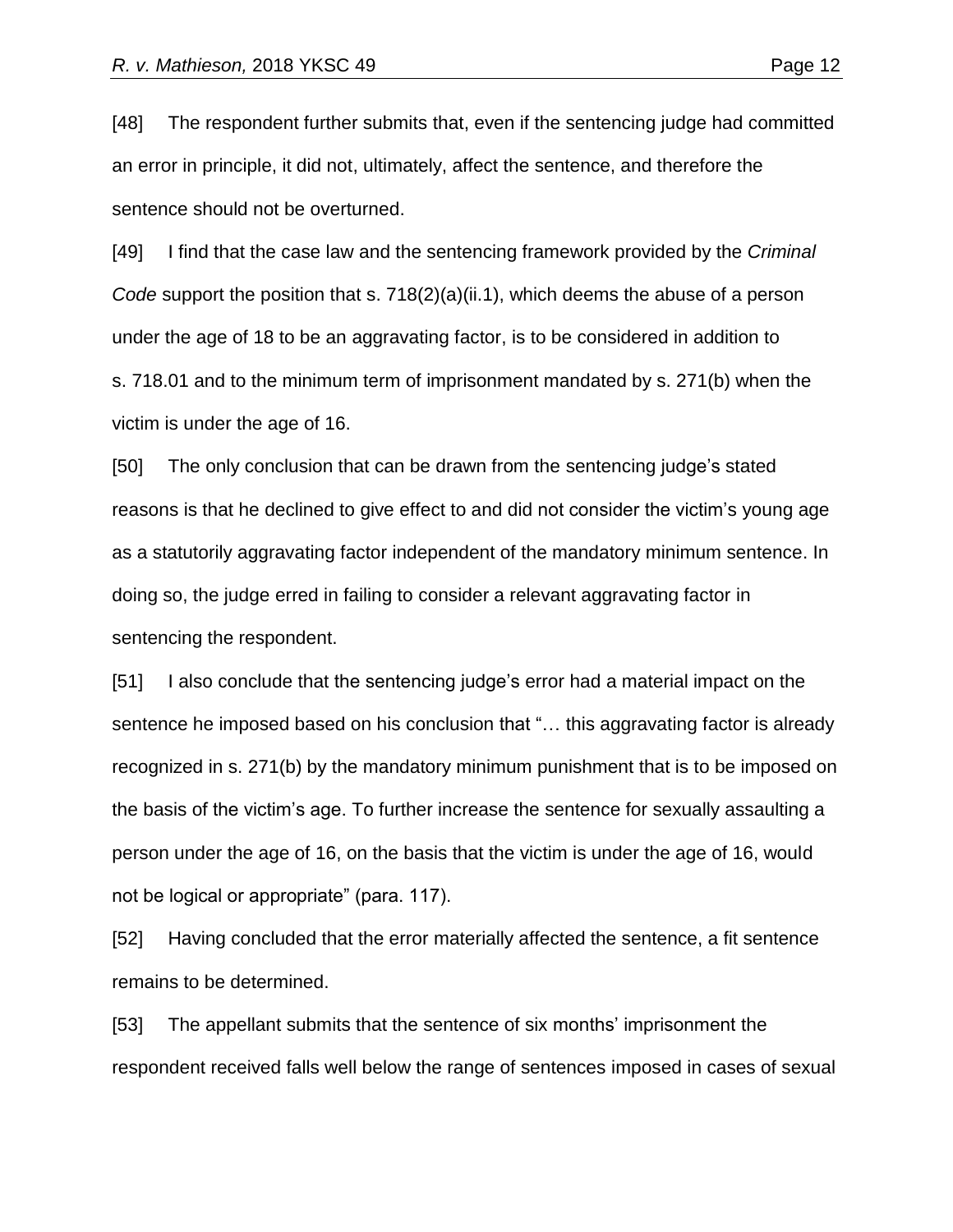[48] The respondent further submits that, even if the sentencing judge had committed an error in principle, it did not, ultimately, affect the sentence, and therefore the sentence should not be overturned.

[49] I find that the case law and the sentencing framework provided by the *Criminal Code* support the position that s. 718(2)(a)(ii.1), which deems the abuse of a person under the age of 18 to be an aggravating factor, is to be considered in addition to s. 718.01 and to the minimum term of imprisonment mandated by s. 271(b) when the victim is under the age of 16.

[50] The only conclusion that can be drawn from the sentencing judge's stated reasons is that he declined to give effect to and did not consider the victim's young age as a statutorily aggravating factor independent of the mandatory minimum sentence. In doing so, the judge erred in failing to consider a relevant aggravating factor in sentencing the respondent.

[51] I also conclude that the sentencing judge's error had a material impact on the sentence he imposed based on his conclusion that "… this aggravating factor is already recognized in s. 271(b) by the mandatory minimum punishment that is to be imposed on the basis of the victim's age. To further increase the sentence for sexually assaulting a person under the age of 16, on the basis that the victim is under the age of 16, would not be logical or appropriate" (para. 117).

[52] Having concluded that the error materially affected the sentence, a fit sentence remains to be determined.

[53] The appellant submits that the sentence of six months' imprisonment the respondent received falls well below the range of sentences imposed in cases of sexual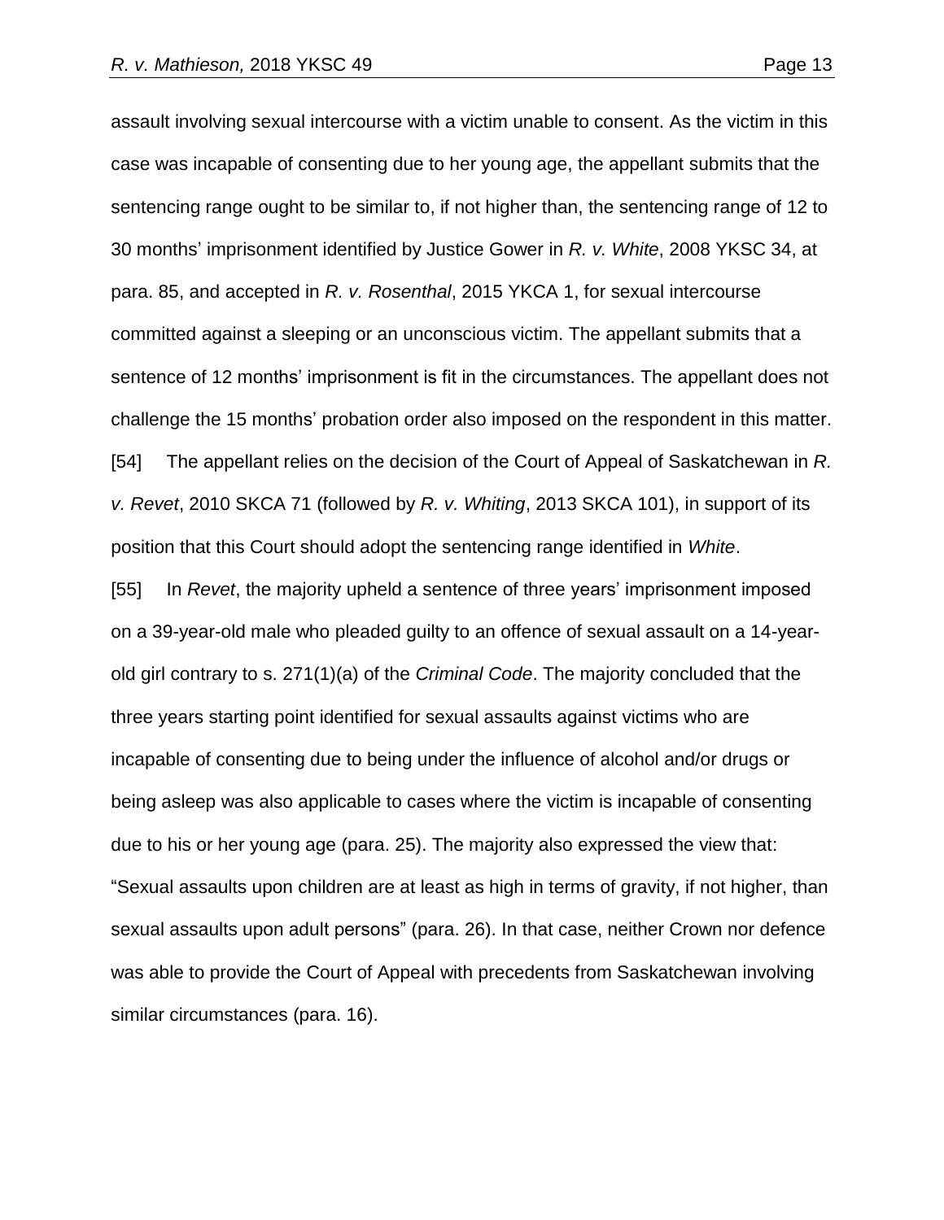assault involving sexual intercourse with a victim unable to consent. As the victim in this case was incapable of consenting due to her young age, the appellant submits that the sentencing range ought to be similar to, if not higher than, the sentencing range of 12 to 30 months' imprisonment identified by Justice Gower in *R. v. White*, 2008 YKSC 34, at para. 85, and accepted in *R. v. Rosenthal*, 2015 YKCA 1, for sexual intercourse committed against a sleeping or an unconscious victim. The appellant submits that a sentence of 12 months' imprisonment is fit in the circumstances. The appellant does not challenge the 15 months' probation order also imposed on the respondent in this matter.

[54] The appellant relies on the decision of the Court of Appeal of Saskatchewan in *R. v. Revet*, 2010 SKCA 71 (followed by *R. v. Whiting*, 2013 SKCA 101), in support of its position that this Court should adopt the sentencing range identified in *White*.

[55] In *Revet*, the majority upheld a sentence of three years' imprisonment imposed on a 39-year-old male who pleaded guilty to an offence of sexual assault on a 14-year-old girl contrary to s. 271(1)(a) of the *Criminal Code*. The majority concluded that the three years starting point identified for sexual assaults against victims who are incapable of consenting due to being under the influence of alcohol and/or drugs or being asleep was also applicable to cases where the victim is incapable of consenting due to his or her young age (para. 25). The majority also expressed the view that: "Sexual assaults upon children are at least as high in terms of gravity, if not higher, than sexual assaults upon adult persons" (para. 26). In that case, neither Crown nor defence was able to provide the Court of Appeal with precedents from Saskatchewan involving similar circumstances (para. 16).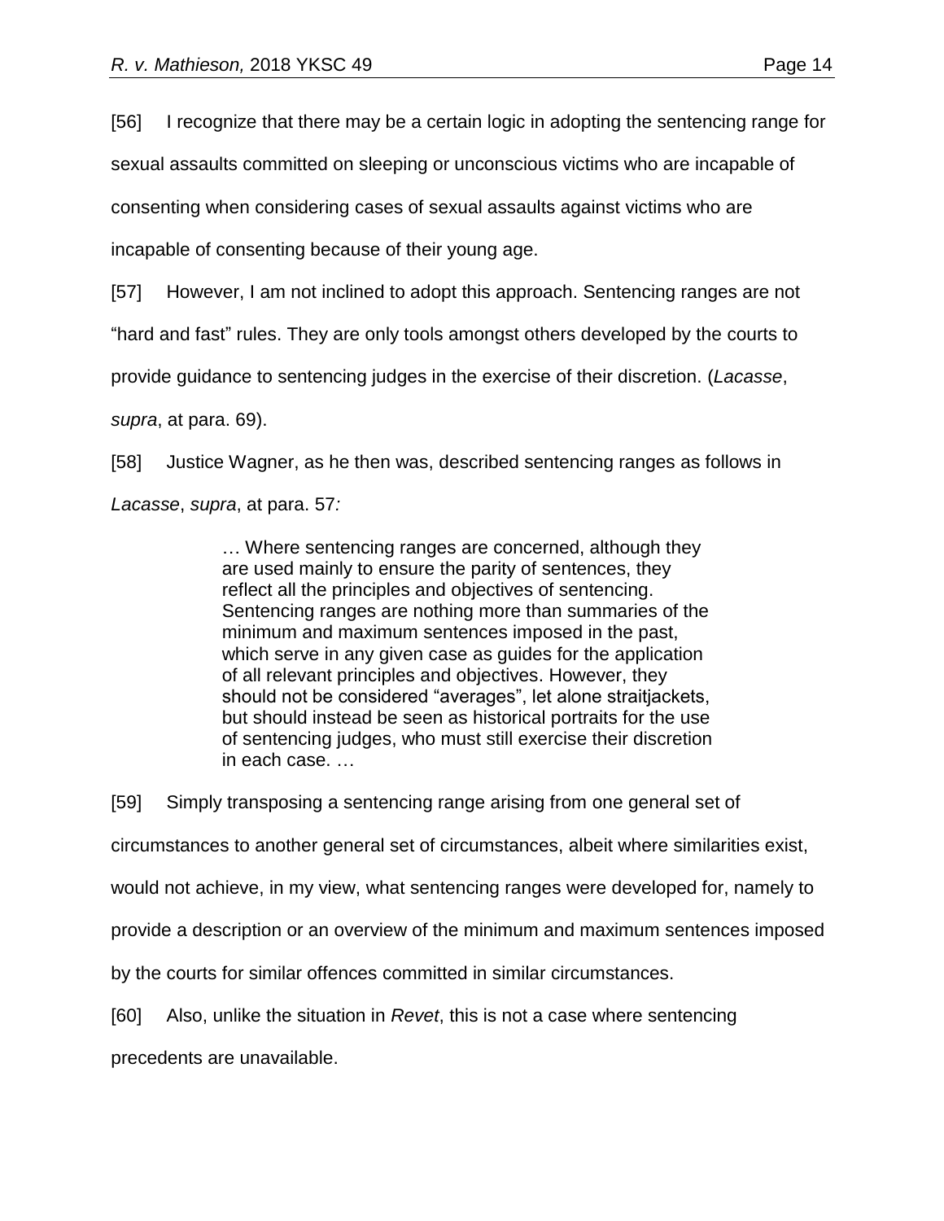[56] I recognize that there may be a certain logic in adopting the sentencing range for sexual assaults committed on sleeping or unconscious victims who are incapable of consenting when considering cases of sexual assaults against victims who are incapable of consenting because of their young age.

[57] However, I am not inclined to adopt this approach. Sentencing ranges are not "hard and fast" rules. They are only tools amongst others developed by the courts to provide guidance to sentencing judges in the exercise of their discretion. (*Lacasse*, *supra*, at para. 69).

[58] Justice Wagner, as he then was, described sentencing ranges as follows in *Lacasse*, *supra*, at para. 57*:*

> … Where sentencing ranges are concerned, although they are used mainly to ensure the parity of sentences, they reflect all the principles and objectives of sentencing. Sentencing ranges are nothing more than summaries of the minimum and maximum sentences imposed in the past, which serve in any given case as guides for the application of all relevant principles and objectives. However, they should not be considered "averages", let alone straitjackets, but should instead be seen as historical portraits for the use of sentencing judges, who must still exercise their discretion in each case. …

[59] Simply transposing a sentencing range arising from one general set of circumstances to another general set of circumstances, albeit where similarities exist, would not achieve, in my view, what sentencing ranges were developed for, namely to provide a description or an overview of the minimum and maximum sentences imposed by the courts for similar offences committed in similar circumstances.

[60] Also, unlike the situation in *Revet*, this is not a case where sentencing precedents are unavailable.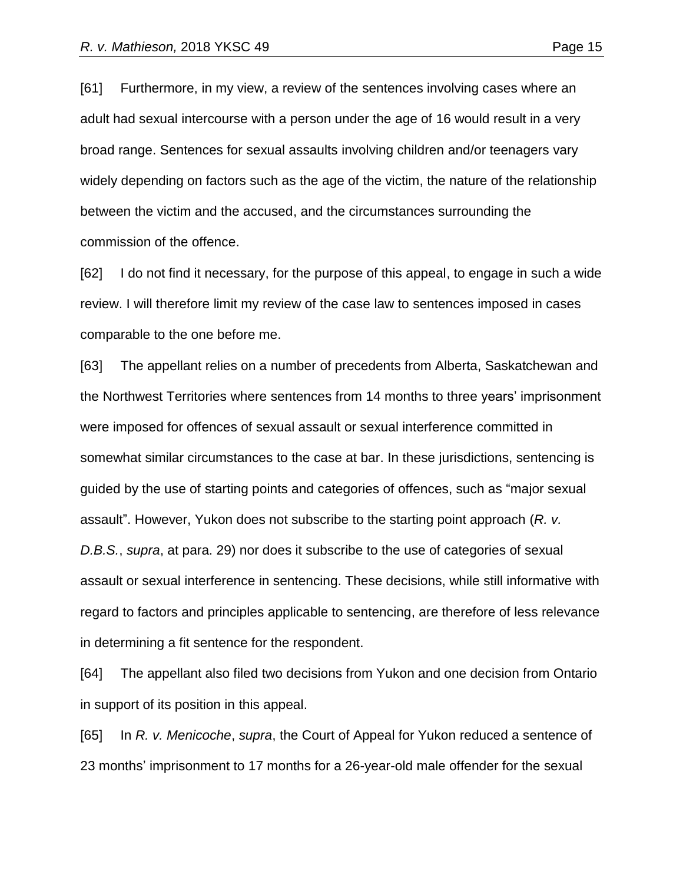[61] Furthermore, in my view, a review of the sentences involving cases where an adult had sexual intercourse with a person under the age of 16 would result in a very broad range. Sentences for sexual assaults involving children and/or teenagers vary widely depending on factors such as the age of the victim, the nature of the relationship between the victim and the accused, and the circumstances surrounding the commission of the offence.

[62] I do not find it necessary, for the purpose of this appeal, to engage in such a wide review. I will therefore limit my review of the case law to sentences imposed in cases comparable to the one before me.

[63] The appellant relies on a number of precedents from Alberta, Saskatchewan and the Northwest Territories where sentences from 14 months to three years' imprisonment were imposed for offences of sexual assault or sexual interference committed in somewhat similar circumstances to the case at bar. In these jurisdictions, sentencing is guided by the use of starting points and categories of offences, such as "major sexual assault". However, Yukon does not subscribe to the starting point approach (*R. v. D.B.S.*, *supra*, at para. 29) nor does it subscribe to the use of categories of sexual assault or sexual interference in sentencing. These decisions, while still informative with regard to factors and principles applicable to sentencing, are therefore of less relevance in determining a fit sentence for the respondent.

[64] The appellant also filed two decisions from Yukon and one decision from Ontario in support of its position in this appeal.

[65] In *R. v. Menicoche*, *supra*, the Court of Appeal for Yukon reduced a sentence of 23 months' imprisonment to 17 months for a 26-year-old male offender for the sexual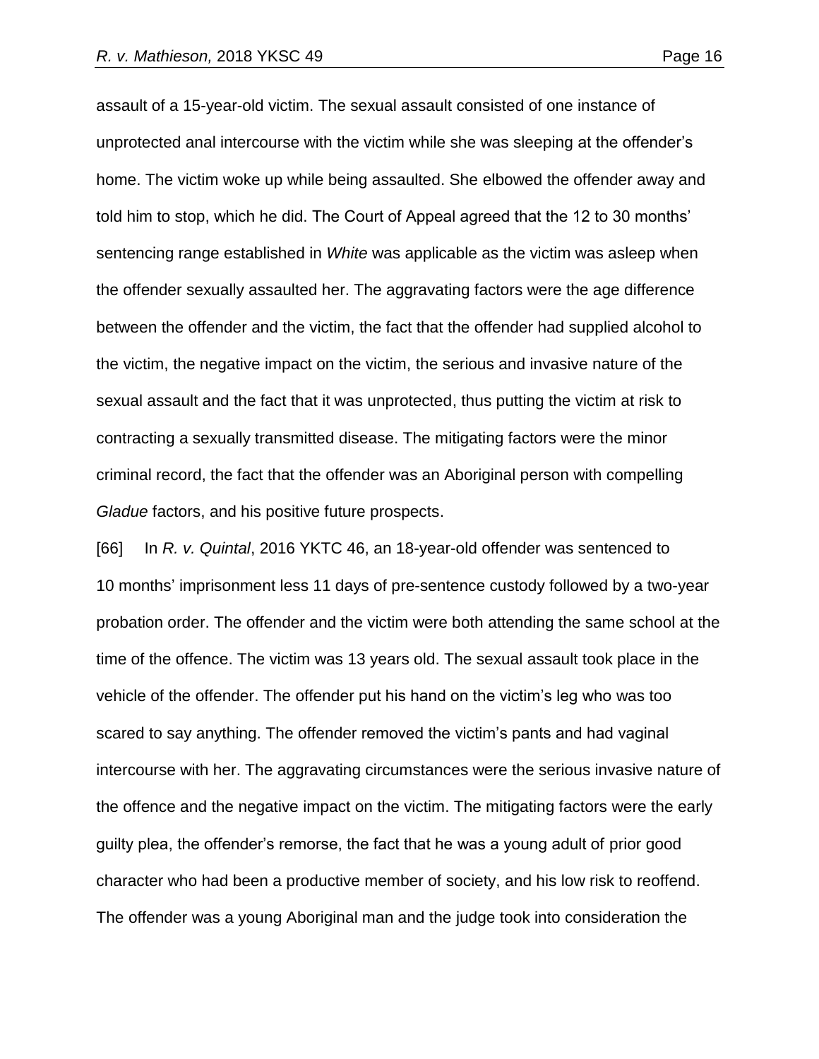assault of a 15-year-old victim. The sexual assault consisted of one instance of unprotected anal intercourse with the victim while she was sleeping at the offender's home. The victim woke up while being assaulted. She elbowed the offender away and told him to stop, which he did. The Court of Appeal agreed that the 12 to 30 months' sentencing range established in *White* was applicable as the victim was asleep when the offender sexually assaulted her. The aggravating factors were the age difference between the offender and the victim, the fact that the offender had supplied alcohol to the victim, the negative impact on the victim, the serious and invasive nature of the sexual assault and the fact that it was unprotected, thus putting the victim at risk to contracting a sexually transmitted disease. The mitigating factors were the minor criminal record, the fact that the offender was an Aboriginal person with compelling *Gladue* factors, and his positive future prospects.

[66] In *R. v. Quintal*, 2016 YKTC 46, an 18-year-old offender was sentenced to 10 months' imprisonment less 11 days of pre-sentence custody followed by a two-year probation order. The offender and the victim were both attending the same school at the time of the offence. The victim was 13 years old. The sexual assault took place in the vehicle of the offender. The offender put his hand on the victim's leg who was too scared to say anything. The offender removed the victim's pants and had vaginal intercourse with her. The aggravating circumstances were the serious invasive nature of the offence and the negative impact on the victim. The mitigating factors were the early guilty plea, the offender's remorse, the fact that he was a young adult of prior good character who had been a productive member of society, and his low risk to reoffend. The offender was a young Aboriginal man and the judge took into consideration the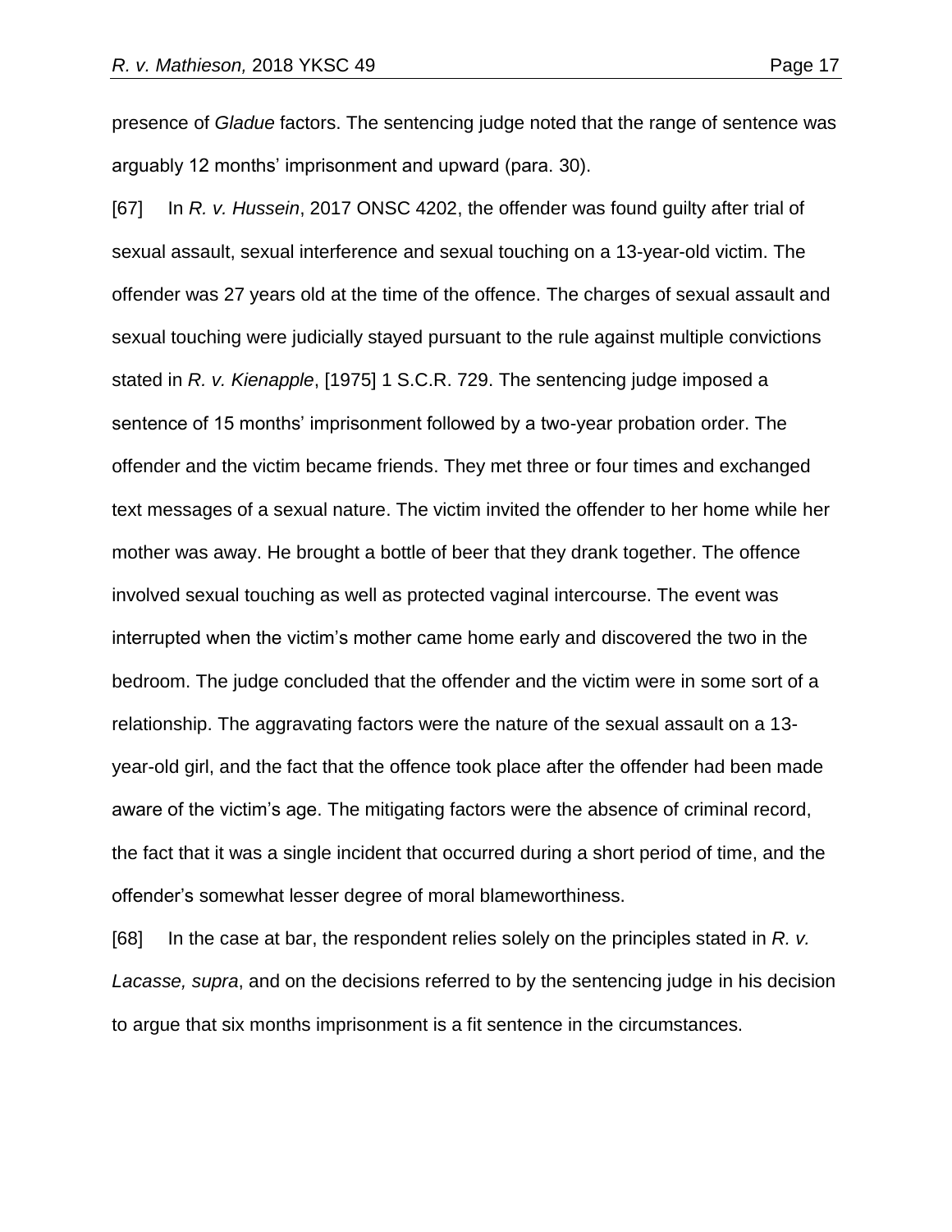presence of *Gladue* factors. The sentencing judge noted that the range of sentence was arguably 12 months' imprisonment and upward (para. 30).

[67] In *R. v. Hussein*, 2017 ONSC 4202, the offender was found guilty after trial of sexual assault, sexual interference and sexual touching on a 13-year-old victim. The offender was 27 years old at the time of the offence. The charges of sexual assault and sexual touching were judicially stayed pursuant to the rule against multiple convictions stated in *R. v. Kienapple*, [1975] 1 S.C.R. 729. The sentencing judge imposed a sentence of 15 months' imprisonment followed by a two-year probation order. The offender and the victim became friends. They met three or four times and exchanged text messages of a sexual nature. The victim invited the offender to her home while her mother was away. He brought a bottle of beer that they drank together. The offence involved sexual touching as well as protected vaginal intercourse. The event was interrupted when the victim's mother came home early and discovered the two in the bedroom. The judge concluded that the offender and the victim were in some sort of a relationship. The aggravating factors were the nature of the sexual assault on a 13-year-old girl, and the fact that the offence took place after the offender had been made aware of the victim's age. The mitigating factors were the absence of criminal record, the fact that it was a single incident that occurred during a short period of time, and the offender's somewhat lesser degree of moral blameworthiness.

[68] In the case at bar, the respondent relies solely on the principles stated in *R. v. Lacasse, supra*, and on the decisions referred to by the sentencing judge in his decision to argue that six months imprisonment is a fit sentence in the circumstances.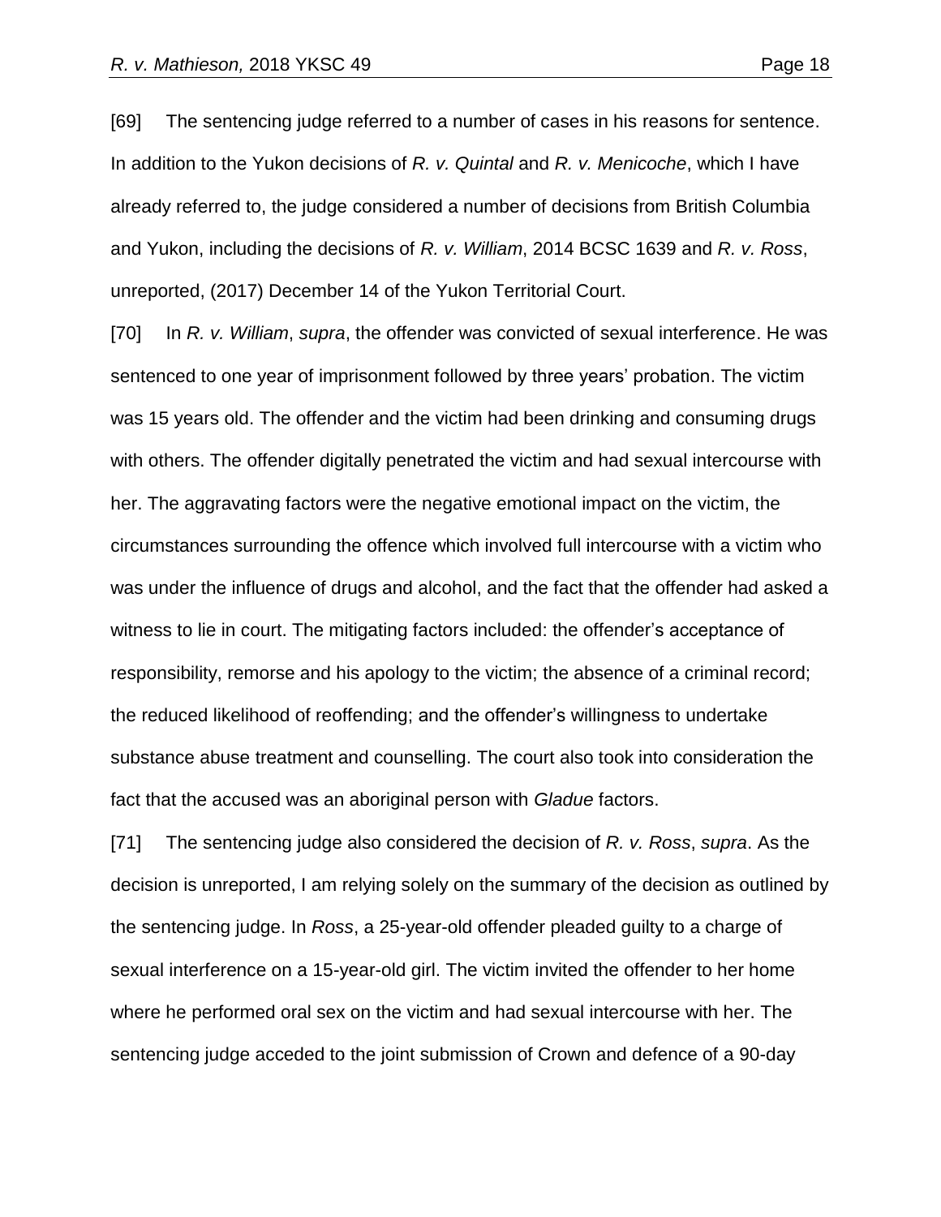[69] The sentencing judge referred to a number of cases in his reasons for sentence. In addition to the Yukon decisions of *R. v. Quintal* and *R. v. Menicoche*, which I have already referred to, the judge considered a number of decisions from British Columbia and Yukon, including the decisions of *R. v. William*, 2014 BCSC 1639 and *R. v. Ross*, unreported, (2017) December 14 of the Yukon Territorial Court.

[70] In *R. v. William*, *supra*, the offender was convicted of sexual interference. He was sentenced to one year of imprisonment followed by three years' probation. The victim was 15 years old. The offender and the victim had been drinking and consuming drugs with others. The offender digitally penetrated the victim and had sexual intercourse with her. The aggravating factors were the negative emotional impact on the victim, the circumstances surrounding the offence which involved full intercourse with a victim who was under the influence of drugs and alcohol, and the fact that the offender had asked a witness to lie in court. The mitigating factors included: the offender's acceptance of responsibility, remorse and his apology to the victim; the absence of a criminal record; the reduced likelihood of reoffending; and the offender's willingness to undertake substance abuse treatment and counselling. The court also took into consideration the fact that the accused was an aboriginal person with *Gladue* factors.

[71] The sentencing judge also considered the decision of *R. v. Ross*, *supra*. As the decision is unreported, I am relying solely on the summary of the decision as outlined by the sentencing judge. In *Ross*, a 25-year-old offender pleaded guilty to a charge of sexual interference on a 15-year-old girl. The victim invited the offender to her home where he performed oral sex on the victim and had sexual intercourse with her. The sentencing judge acceded to the joint submission of Crown and defence of a 90-day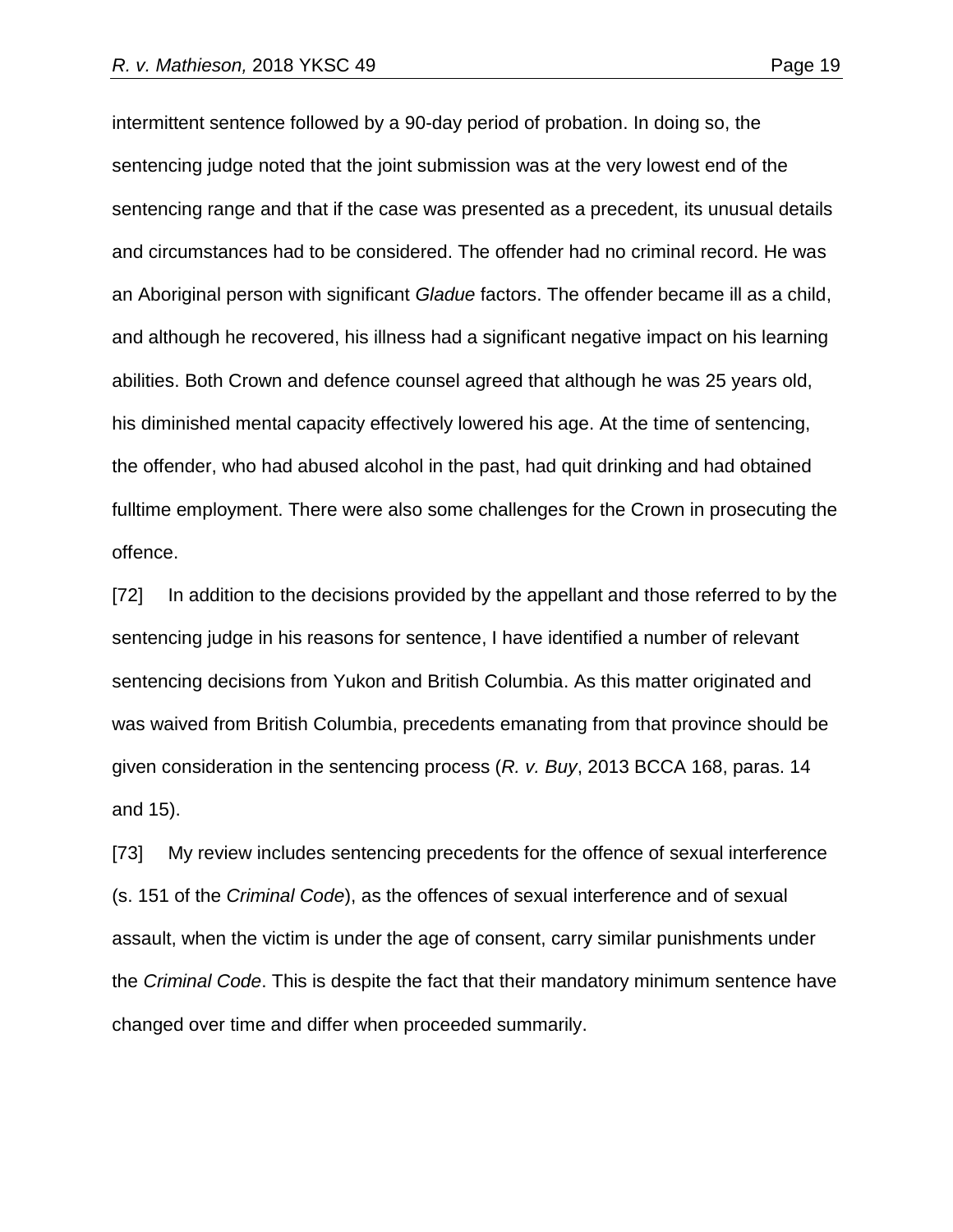intermittent sentence followed by a 90-day period of probation. In doing so, the sentencing judge noted that the joint submission was at the very lowest end of the sentencing range and that if the case was presented as a precedent, its unusual details and circumstances had to be considered. The offender had no criminal record. He was an Aboriginal person with significant *Gladue* factors. The offender became ill as a child, and although he recovered, his illness had a significant negative impact on his learning abilities. Both Crown and defence counsel agreed that although he was 25 years old, his diminished mental capacity effectively lowered his age. At the time of sentencing, the offender, who had abused alcohol in the past, had quit drinking and had obtained fulltime employment. There were also some challenges for the Crown in prosecuting the offence.

[72] In addition to the decisions provided by the appellant and those referred to by the sentencing judge in his reasons for sentence, I have identified a number of relevant sentencing decisions from Yukon and British Columbia. As this matter originated and was waived from British Columbia, precedents emanating from that province should be given consideration in the sentencing process (*R. v. Buy*, 2013 BCCA 168, paras. 14 and 15).

[73] My review includes sentencing precedents for the offence of sexual interference (s. 151 of the *Criminal Code*), as the offences of sexual interference and of sexual assault, when the victim is under the age of consent, carry similar punishments under the *Criminal Code*. This is despite the fact that their mandatory minimum sentence have changed over time and differ when proceeded summarily.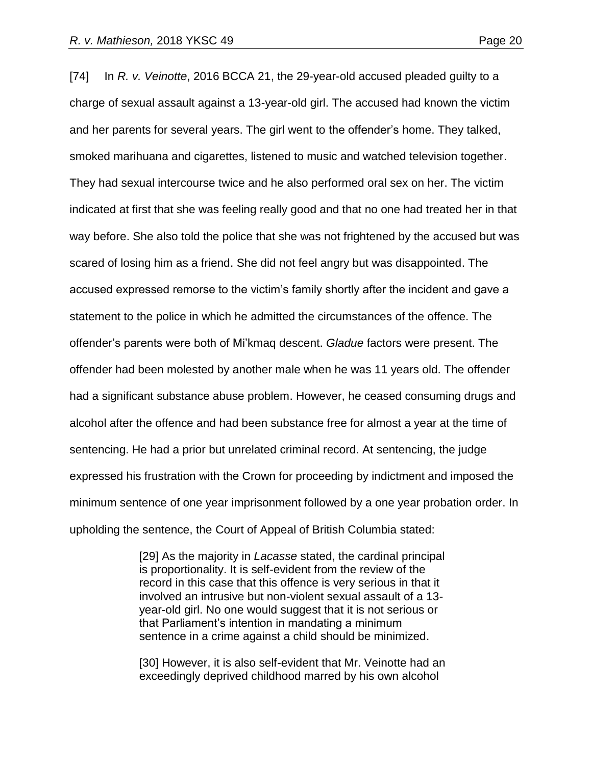[74] In *R. v. Veinotte*, 2016 BCCA 21, the 29-year-old accused pleaded guilty to a charge of sexual assault against a 13-year-old girl. The accused had known the victim and her parents for several years. The girl went to the offender's home. They talked, smoked marihuana and cigarettes, listened to music and watched television together. They had sexual intercourse twice and he also performed oral sex on her. The victim indicated at first that she was feeling really good and that no one had treated her in that way before. She also told the police that she was not frightened by the accused but was scared of losing him as a friend. She did not feel angry but was disappointed. The accused expressed remorse to the victim's family shortly after the incident and gave a statement to the police in which he admitted the circumstances of the offence. The offender's parents were both of Mi'kmaq descent. *Gladue* factors were present. The offender had been molested by another male when he was 11 years old. The offender had a significant substance abuse problem. However, he ceased consuming drugs and alcohol after the offence and had been substance free for almost a year at the time of sentencing. He had a prior but unrelated criminal record. At sentencing, the judge expressed his frustration with the Crown for proceeding by indictment and imposed the minimum sentence of one year imprisonment followed by a one year probation order. In upholding the sentence, the Court of Appeal of British Columbia stated:

> [29] As the majority in *Lacasse* stated, the cardinal principal is proportionality. It is self-evident from the review of the record in this case that this offence is very serious in that it involved an intrusive but non-violent sexual assault of a 13-year-old girl. No one would suggest that it is not serious or that Parliament's intention in mandating a minimum sentence in a crime against a child should be minimized.
>
> [30] However, it is also self-evident that Mr. Veinotte had an exceedingly deprived childhood marred by his own alcohol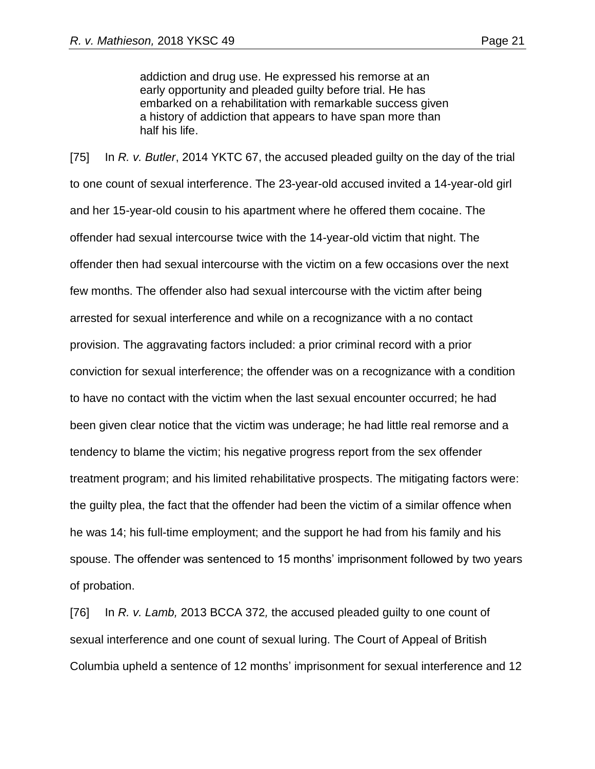> addiction and drug use. He expressed his remorse at an early opportunity and pleaded guilty before trial. He has embarked on a rehabilitation with remarkable success given a history of addiction that appears to have span more than half his life.

[75] In *R. v. Butler*, 2014 YKTC 67, the accused pleaded guilty on the day of the trial to one count of sexual interference. The 23-year-old accused invited a 14-year-old girl and her 15-year-old cousin to his apartment where he offered them cocaine. The offender had sexual intercourse twice with the 14-year-old victim that night. The offender then had sexual intercourse with the victim on a few occasions over the next few months. The offender also had sexual intercourse with the victim after being arrested for sexual interference and while on a recognizance with a no contact provision. The aggravating factors included: a prior criminal record with a prior conviction for sexual interference; the offender was on a recognizance with a condition to have no contact with the victim when the last sexual encounter occurred; he had been given clear notice that the victim was underage; he had little real remorse and a tendency to blame the victim; his negative progress report from the sex offender treatment program; and his limited rehabilitative prospects. The mitigating factors were: the guilty plea, the fact that the offender had been the victim of a similar offence when he was 14; his full-time employment; and the support he had from his family and his spouse. The offender was sentenced to 15 months' imprisonment followed by two years of probation.

[76] In *R. v. Lamb,* 2013 BCCA 372*,* the accused pleaded guilty to one count of sexual interference and one count of sexual luring. The Court of Appeal of British Columbia upheld a sentence of 12 months' imprisonment for sexual interference and 12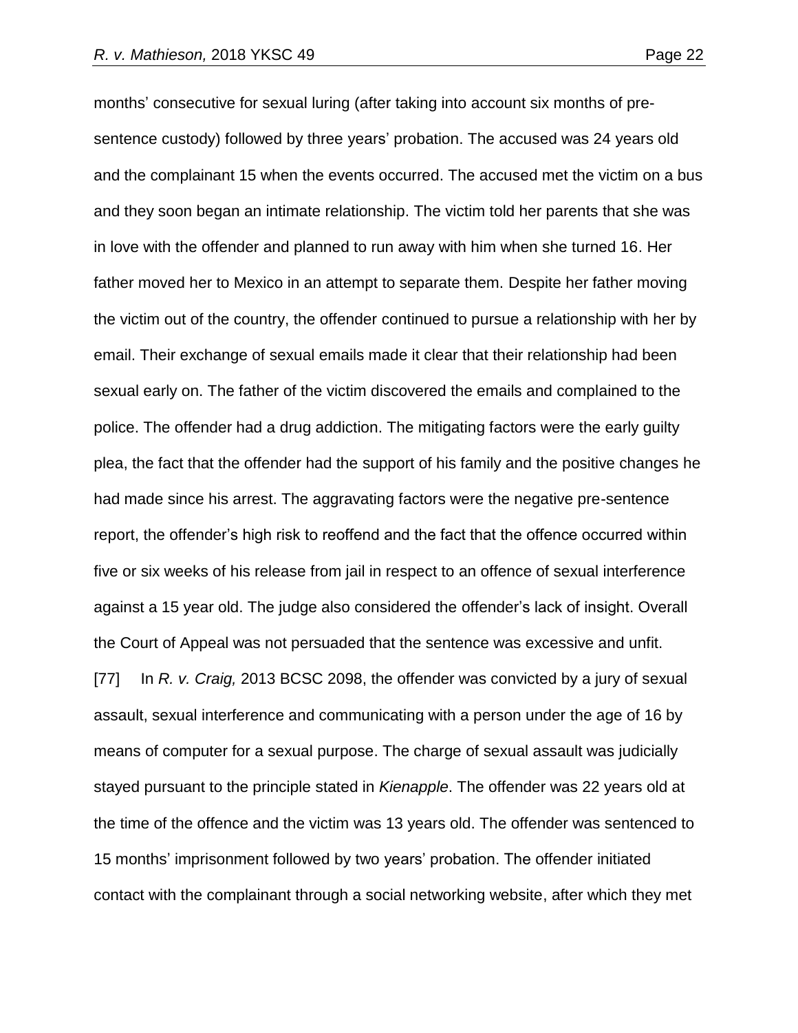months' consecutive for sexual luring (after taking into account six months of pre-sentence custody) followed by three years' probation. The accused was 24 years old and the complainant 15 when the events occurred. The accused met the victim on a bus and they soon began an intimate relationship. The victim told her parents that she was in love with the offender and planned to run away with him when she turned 16. Her father moved her to Mexico in an attempt to separate them. Despite her father moving the victim out of the country, the offender continued to pursue a relationship with her by email. Their exchange of sexual emails made it clear that their relationship had been sexual early on. The father of the victim discovered the emails and complained to the police. The offender had a drug addiction. The mitigating factors were the early guilty plea, the fact that the offender had the support of his family and the positive changes he had made since his arrest. The aggravating factors were the negative pre-sentence report, the offender's high risk to reoffend and the fact that the offence occurred within five or six weeks of his release from jail in respect to an offence of sexual interference against a 15 year old. The judge also considered the offender's lack of insight. Overall the Court of Appeal was not persuaded that the sentence was excessive and unfit.

[77] In *R. v. Craig,* 2013 BCSC 2098, the offender was convicted by a jury of sexual assault, sexual interference and communicating with a person under the age of 16 by means of computer for a sexual purpose. The charge of sexual assault was judicially stayed pursuant to the principle stated in *Kienapple*. The offender was 22 years old at the time of the offence and the victim was 13 years old. The offender was sentenced to 15 months' imprisonment followed by two years' probation. The offender initiated contact with the complainant through a social networking website, after which they met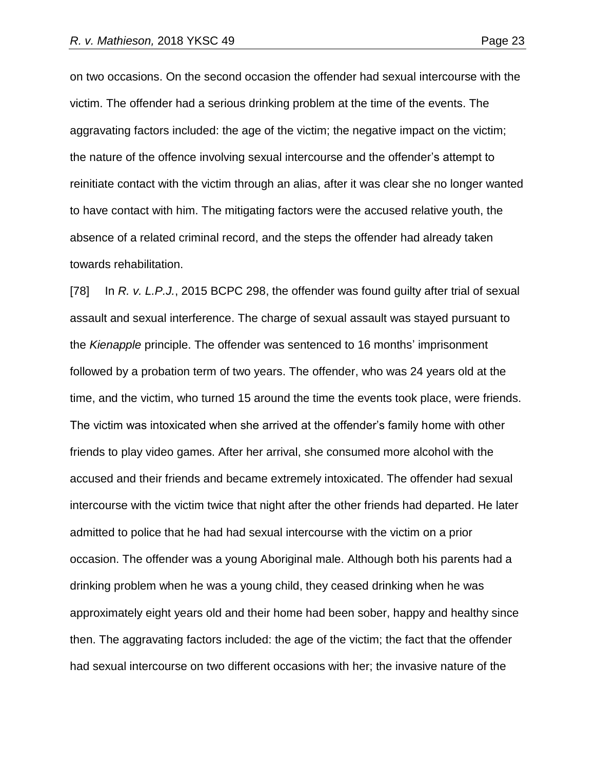on two occasions. On the second occasion the offender had sexual intercourse with the victim. The offender had a serious drinking problem at the time of the events. The aggravating factors included: the age of the victim; the negative impact on the victim; the nature of the offence involving sexual intercourse and the offender's attempt to reinitiate contact with the victim through an alias, after it was clear she no longer wanted to have contact with him. The mitigating factors were the accused relative youth, the absence of a related criminal record, and the steps the offender had already taken towards rehabilitation.

[78] In *R. v. L.P.J.*, 2015 BCPC 298, the offender was found guilty after trial of sexual assault and sexual interference. The charge of sexual assault was stayed pursuant to the *Kienapple* principle. The offender was sentenced to 16 months' imprisonment followed by a probation term of two years. The offender, who was 24 years old at the time, and the victim, who turned 15 around the time the events took place, were friends. The victim was intoxicated when she arrived at the offender's family home with other friends to play video games. After her arrival, she consumed more alcohol with the accused and their friends and became extremely intoxicated. The offender had sexual intercourse with the victim twice that night after the other friends had departed. He later admitted to police that he had had sexual intercourse with the victim on a prior occasion. The offender was a young Aboriginal male. Although both his parents had a drinking problem when he was a young child, they ceased drinking when he was approximately eight years old and their home had been sober, happy and healthy since then. The aggravating factors included: the age of the victim; the fact that the offender had sexual intercourse on two different occasions with her; the invasive nature of the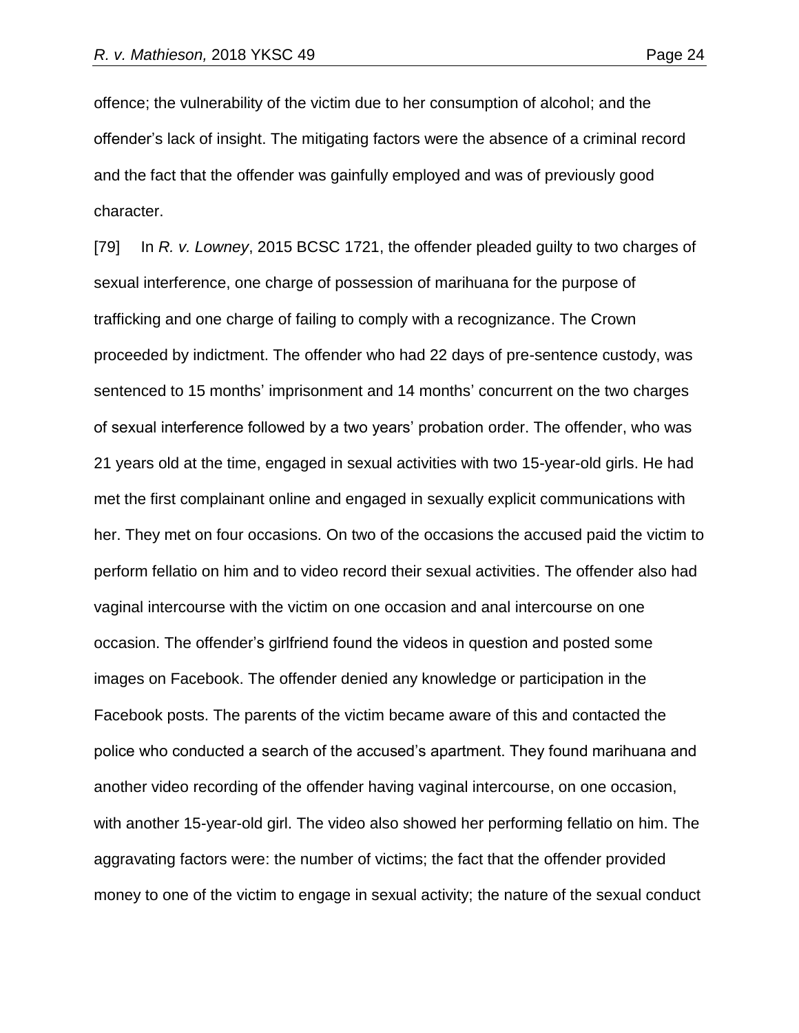offence; the vulnerability of the victim due to her consumption of alcohol; and the offender's lack of insight. The mitigating factors were the absence of a criminal record and the fact that the offender was gainfully employed and was of previously good character.

[79] In *R. v. Lowney*, 2015 BCSC 1721, the offender pleaded guilty to two charges of sexual interference, one charge of possession of marihuana for the purpose of trafficking and one charge of failing to comply with a recognizance. The Crown proceeded by indictment. The offender who had 22 days of pre-sentence custody, was sentenced to 15 months' imprisonment and 14 months' concurrent on the two charges of sexual interference followed by a two years' probation order. The offender, who was 21 years old at the time, engaged in sexual activities with two 15-year-old girls. He had met the first complainant online and engaged in sexually explicit communications with her. They met on four occasions. On two of the occasions the accused paid the victim to perform fellatio on him and to video record their sexual activities. The offender also had vaginal intercourse with the victim on one occasion and anal intercourse on one occasion. The offender's girlfriend found the videos in question and posted some images on Facebook. The offender denied any knowledge or participation in the Facebook posts. The parents of the victim became aware of this and contacted the police who conducted a search of the accused's apartment. They found marihuana and another video recording of the offender having vaginal intercourse, on one occasion, with another 15-year-old girl. The video also showed her performing fellatio on him. The aggravating factors were: the number of victims; the fact that the offender provided money to one of the victim to engage in sexual activity; the nature of the sexual conduct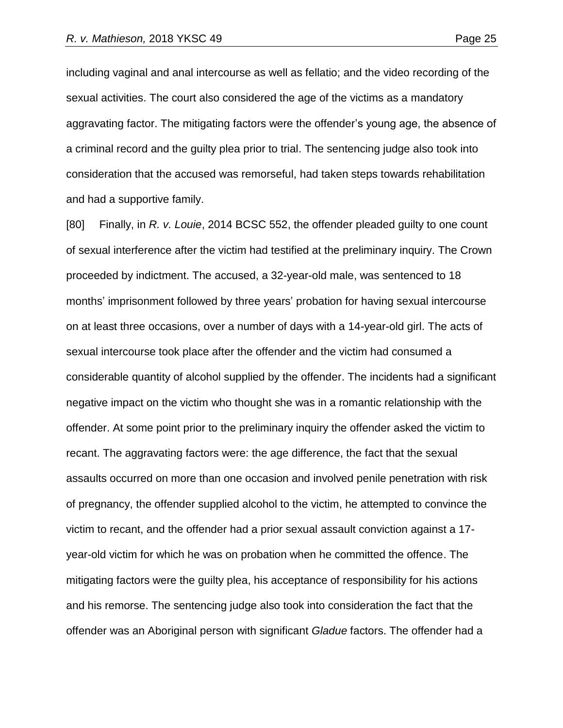including vaginal and anal intercourse as well as fellatio; and the video recording of the sexual activities. The court also considered the age of the victims as a mandatory aggravating factor. The mitigating factors were the offender's young age, the absence of a criminal record and the guilty plea prior to trial. The sentencing judge also took into consideration that the accused was remorseful, had taken steps towards rehabilitation and had a supportive family.

[80] Finally, in *R. v. Louie*, 2014 BCSC 552, the offender pleaded guilty to one count of sexual interference after the victim had testified at the preliminary inquiry. The Crown proceeded by indictment. The accused, a 32-year-old male, was sentenced to 18 months' imprisonment followed by three years' probation for having sexual intercourse on at least three occasions, over a number of days with a 14-year-old girl. The acts of sexual intercourse took place after the offender and the victim had consumed a considerable quantity of alcohol supplied by the offender. The incidents had a significant negative impact on the victim who thought she was in a romantic relationship with the offender. At some point prior to the preliminary inquiry the offender asked the victim to recant. The aggravating factors were: the age difference, the fact that the sexual assaults occurred on more than one occasion and involved penile penetration with risk of pregnancy, the offender supplied alcohol to the victim, he attempted to convince the victim to recant, and the offender had a prior sexual assault conviction against a 17-year-old victim for which he was on probation when he committed the offence. The mitigating factors were the guilty plea, his acceptance of responsibility for his actions and his remorse. The sentencing judge also took into consideration the fact that the offender was an Aboriginal person with significant *Gladue* factors. The offender had a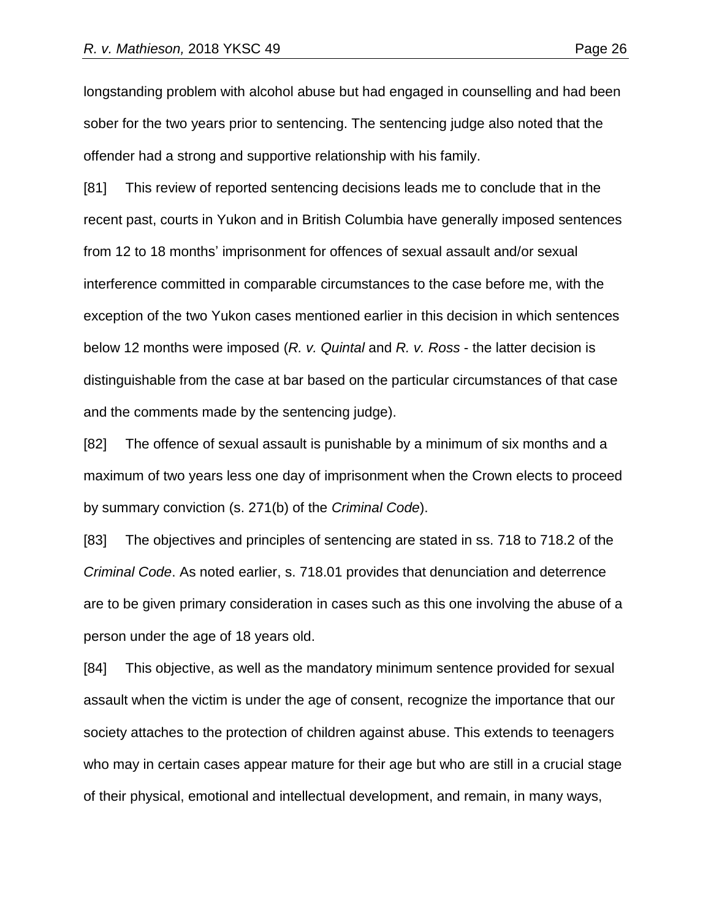longstanding problem with alcohol abuse but had engaged in counselling and had been sober for the two years prior to sentencing. The sentencing judge also noted that the offender had a strong and supportive relationship with his family.

[81] This review of reported sentencing decisions leads me to conclude that in the recent past, courts in Yukon and in British Columbia have generally imposed sentences from 12 to 18 months' imprisonment for offences of sexual assault and/or sexual interference committed in comparable circumstances to the case before me, with the exception of the two Yukon cases mentioned earlier in this decision in which sentences below 12 months were imposed (*R. v. Quintal* and *R. v. Ross* - the latter decision is distinguishable from the case at bar based on the particular circumstances of that case and the comments made by the sentencing judge).

[82] The offence of sexual assault is punishable by a minimum of six months and a maximum of two years less one day of imprisonment when the Crown elects to proceed by summary conviction (s. 271(b) of the *Criminal Code*).

[83] The objectives and principles of sentencing are stated in ss. 718 to 718.2 of the *Criminal Code*. As noted earlier, s. 718.01 provides that denunciation and deterrence are to be given primary consideration in cases such as this one involving the abuse of a person under the age of 18 years old.

[84] This objective, as well as the mandatory minimum sentence provided for sexual assault when the victim is under the age of consent, recognize the importance that our society attaches to the protection of children against abuse. This extends to teenagers who may in certain cases appear mature for their age but who are still in a crucial stage of their physical, emotional and intellectual development, and remain, in many ways,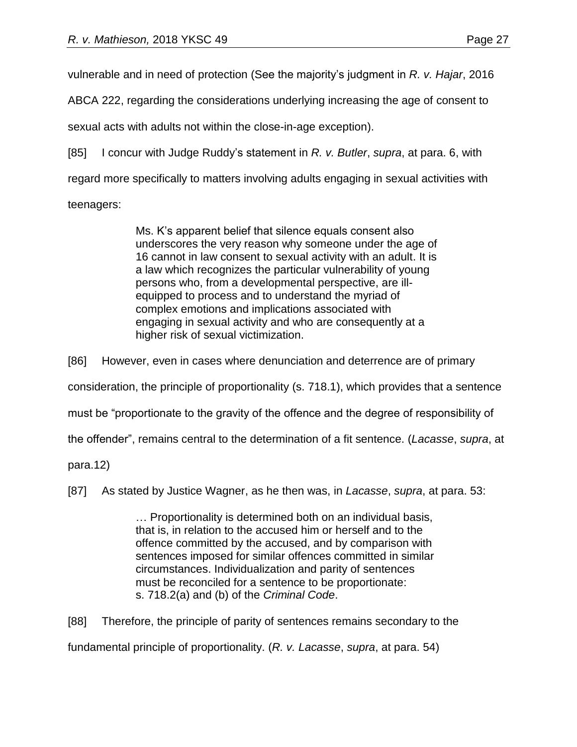vulnerable and in need of protection (See the majority's judgment in *R. v. Hajar*, 2016 ABCA 222, regarding the considerations underlying increasing the age of consent to sexual acts with adults not within the close-in-age exception).

[85] I concur with Judge Ruddy's statement in *R. v. Butler*, *supra*, at para. 6, with regard more specifically to matters involving adults engaging in sexual activities with teenagers:

> Ms. K's apparent belief that silence equals consent also underscores the very reason why someone under the age of 16 cannot in law consent to sexual activity with an adult. It is a law which recognizes the particular vulnerability of young persons who, from a developmental perspective, are ill-equipped to process and to understand the myriad of complex emotions and implications associated with engaging in sexual activity and who are consequently at a higher risk of sexual victimization.

[86] However, even in cases where denunciation and deterrence are of primary consideration, the principle of proportionality (s. 718.1), which provides that a sentence must be "proportionate to the gravity of the offence and the degree of responsibility of the offender", remains central to the determination of a fit sentence. (*Lacasse*, *supra*, at para.12)

[87] As stated by Justice Wagner, as he then was, in *Lacasse*, *supra*, at para. 53:

> … Proportionality is determined both on an individual basis, that is, in relation to the accused him or herself and to the offence committed by the accused, and by comparison with sentences imposed for similar offences committed in similar circumstances. Individualization and parity of sentences must be reconciled for a sentence to be proportionate: s. 718.2(a) and (b) of the *Criminal Code*.

[88] Therefore, the principle of parity of sentences remains secondary to the fundamental principle of proportionality. (*R. v. Lacasse*, *supra*, at para. 54)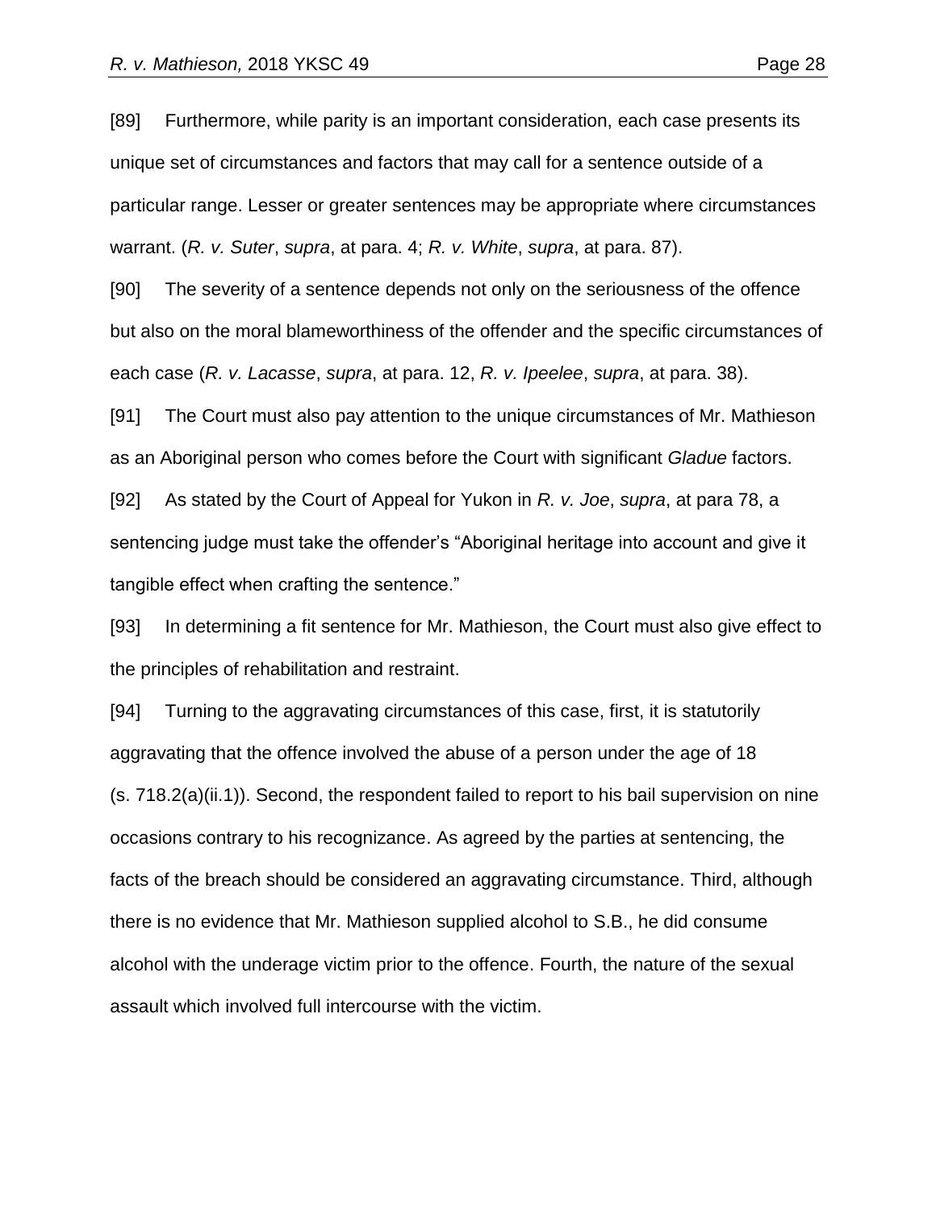[89] Furthermore, while parity is an important consideration, each case presents its unique set of circumstances and factors that may call for a sentence outside of a particular range. Lesser or greater sentences may be appropriate where circumstances warrant. (*R. v. Suter*, *supra*, at para. 4; *R. v. White*, *supra*, at para. 87).

[90] The severity of a sentence depends not only on the seriousness of the offence but also on the moral blameworthiness of the offender and the specific circumstances of each case (*R. v. Lacasse*, *supra*, at para. 12, *R. v. Ipeelee*, *supra*, at para. 38).

[91] The Court must also pay attention to the unique circumstances of Mr. Mathieson as an Aboriginal person who comes before the Court with significant *Gladue* factors.

[92] As stated by the Court of Appeal for Yukon in *R. v. Joe*, *supra*, at para 78, a sentencing judge must take the offender's "Aboriginal heritage into account and give it tangible effect when crafting the sentence."

[93] In determining a fit sentence for Mr. Mathieson, the Court must also give effect to the principles of rehabilitation and restraint.

[94] Turning to the aggravating circumstances of this case, first, it is statutorily aggravating that the offence involved the abuse of a person under the age of 18 (s. 718.2(a)(ii.1)). Second, the respondent failed to report to his bail supervision on nine occasions contrary to his recognizance. As agreed by the parties at sentencing, the facts of the breach should be considered an aggravating circumstance. Third, although there is no evidence that Mr. Mathieson supplied alcohol to S.B., he did consume alcohol with the underage victim prior to the offence. Fourth, the nature of the sexual assault which involved full intercourse with the victim.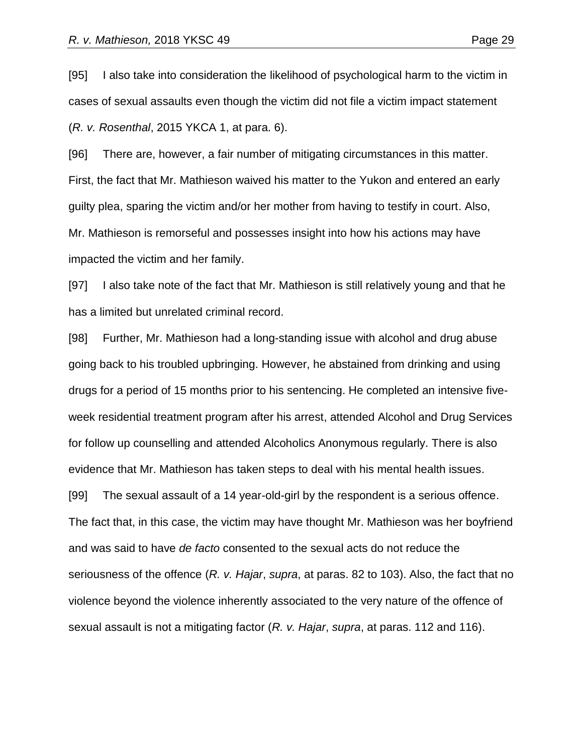[95] I also take into consideration the likelihood of psychological harm to the victim in cases of sexual assaults even though the victim did not file a victim impact statement (*R. v. Rosenthal*, 2015 YKCA 1, at para. 6).

[96] There are, however, a fair number of mitigating circumstances in this matter. First, the fact that Mr. Mathieson waived his matter to the Yukon and entered an early guilty plea, sparing the victim and/or her mother from having to testify in court. Also, Mr. Mathieson is remorseful and possesses insight into how his actions may have impacted the victim and her family.

[97] I also take note of the fact that Mr. Mathieson is still relatively young and that he has a limited but unrelated criminal record.

[98] Further, Mr. Mathieson had a long-standing issue with alcohol and drug abuse going back to his troubled upbringing. However, he abstained from drinking and using drugs for a period of 15 months prior to his sentencing. He completed an intensive five-week residential treatment program after his arrest, attended Alcohol and Drug Services for follow up counselling and attended Alcoholics Anonymous regularly. There is also evidence that Mr. Mathieson has taken steps to deal with his mental health issues.

[99] The sexual assault of a 14 year-old-girl by the respondent is a serious offence. The fact that, in this case, the victim may have thought Mr. Mathieson was her boyfriend and was said to have *de facto* consented to the sexual acts do not reduce the seriousness of the offence (*R. v. Hajar*, *supra*, at paras. 82 to 103). Also, the fact that no violence beyond the violence inherently associated to the very nature of the offence of sexual assault is not a mitigating factor (*R. v. Hajar*, *supra*, at paras. 112 and 116).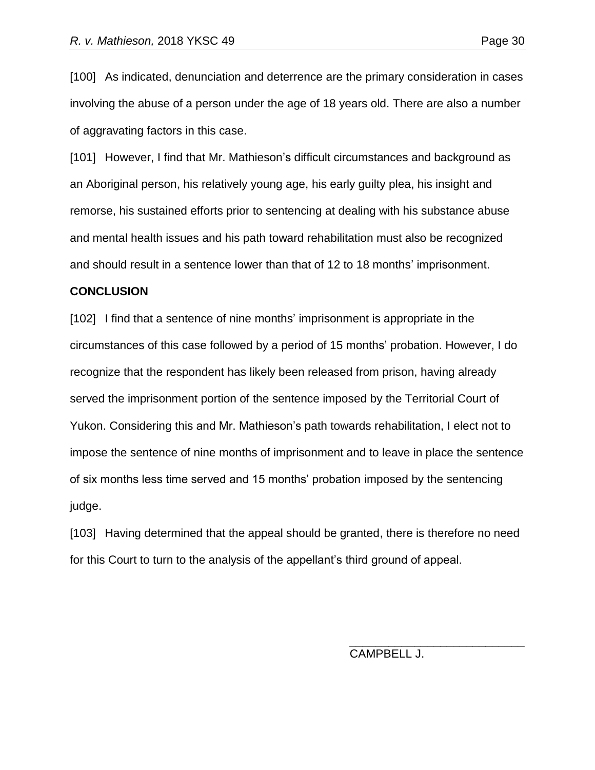[100] As indicated, denunciation and deterrence are the primary consideration in cases involving the abuse of a person under the age of 18 years old. There are also a number of aggravating factors in this case.

[101] However, I find that Mr. Mathieson's difficult circumstances and background as an Aboriginal person, his relatively young age, his early guilty plea, his insight and remorse, his sustained efforts prior to sentencing at dealing with his substance abuse and mental health issues and his path toward rehabilitation must also be recognized and should result in a sentence lower than that of 12 to 18 months' imprisonment.

**CONCLUSION**

[102] I find that a sentence of nine months' imprisonment is appropriate in the circumstances of this case followed by a period of 15 months' probation. However, I do recognize that the respondent has likely been released from prison, having already served the imprisonment portion of the sentence imposed by the Territorial Court of Yukon. Considering this and Mr. Mathieson's path towards rehabilitation, I elect not to impose the sentence of nine months of imprisonment and to leave in place the sentence of six months less time served and 15 months' probation imposed by the sentencing judge.

[103] Having determined that the appeal should be granted, there is therefore no need for this Court to turn to the analysis of the appellant's third ground of appeal.

___________________________
CAMPBELL J.